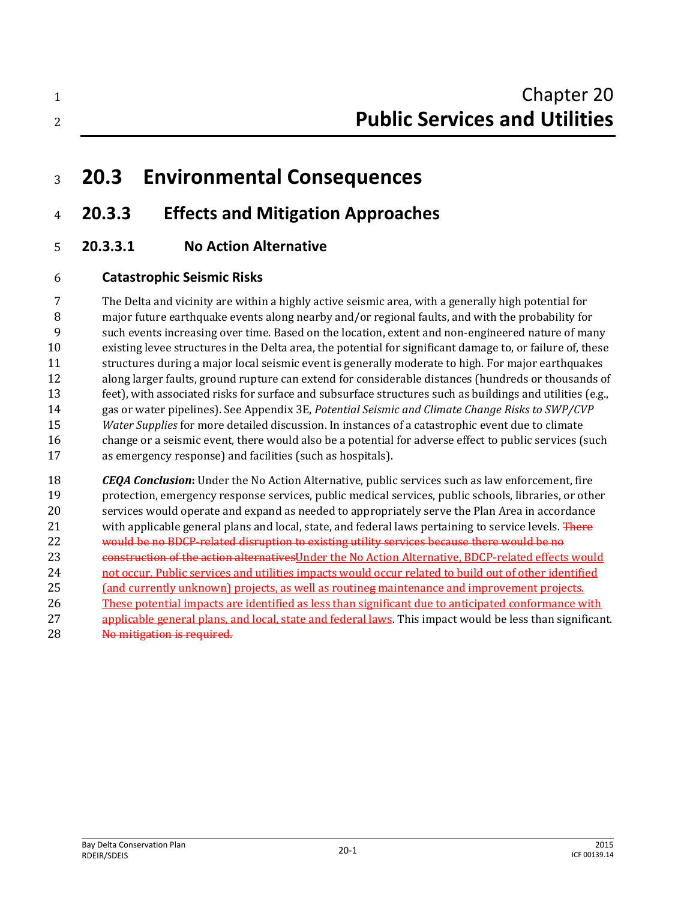# Chapter 20
# Public Services and Utilities

## 20.3 Environmental Consequences

### 20.3.3 Effects and Mitigation Approaches

#### 20.3.3.1 No Action Alternative

**Catastrophic Seismic Risks**

The Delta and vicinity are within a highly active seismic area, with a generally high potential for major future earthquake events along nearby and/or regional faults, and with the probability for such events increasing over time. Based on the location, extent and non-engineered nature of many existing levee structures in the Delta area, the potential for significant damage to, or failure of, these structures during a major local seismic event is generally moderate to high. For major earthquakes along larger faults, ground rupture can extend for considerable distances (hundreds or thousands of feet), with associated risks for surface and subsurface structures such as buildings and utilities (e.g., gas or water pipelines). See Appendix 3E, *Potential Seismic and Climate Change Risks to SWP/CVP Water Supplies* for more detailed discussion. In instances of a catastrophic event due to climate change or a seismic event, there would also be a potential for adverse effect to public services (such as emergency response) and facilities (such as hospitals).

***CEQA Conclusion*:** Under the No Action Alternative, public services such as law enforcement, fire protection, emergency response services, public medical services, public schools, libraries, or other services would operate and expand as needed to appropriately serve the Plan Area in accordance with applicable general plans and local, state, and federal laws pertaining to service levels. ~~There would be no BDCP-related disruption to existing utility services because there would be no construction of the action alternatives~~Under the No Action Alternative, BDCP-related effects would not occur. Public services and utilities impacts would occur related to build out of other identified (and currently unknown) projects, as well as routineg maintenance and improvement projects. These potential impacts are identified as less than significant due to anticipated conformance with applicable general plans, and local, state and federal laws. This impact would be less than significant. ~~No mitigation is required.~~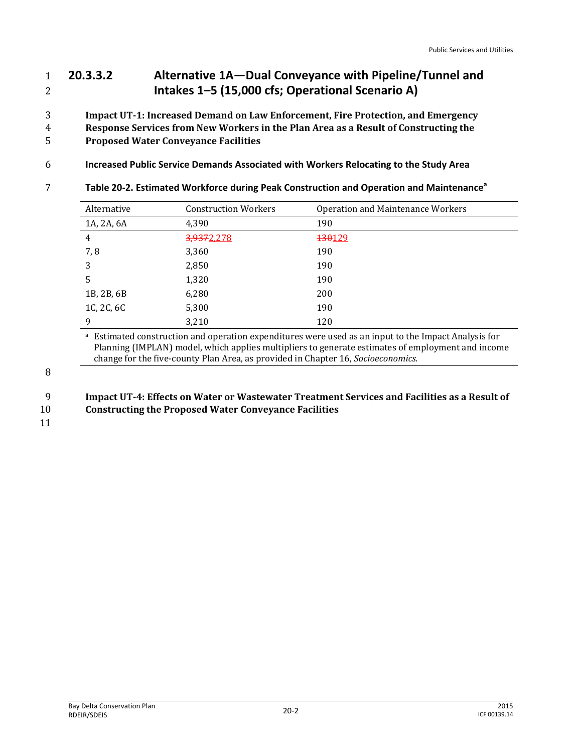### 20.3.3.2 Alternative 1A—Dual Conveyance with Pipeline/Tunnel and Intakes 1–5 (15,000 cfs; Operational Scenario A)

**Impact UT-1: Increased Demand on Law Enforcement, Fire Protection, and Emergency Response Services from New Workers in the Plan Area as a Result of Constructing the Proposed Water Conveyance Facilities**

**Increased Public Service Demands Associated with Workers Relocating to the Study Area**

**Table 20-2. Estimated Workforce during Peak Construction and Operation and Maintenance[a]**

| Alternative | Construction Workers | Operation and Maintenance Workers |
|---|---|---|
| 1A, 2A, 6A | 4,390 | 190 |
| 4 | ~~3,937~~2,278 | ~~130~~129 |
| 7, 8 | 3,360 | 190 |
| 3 | 2,850 | 190 |
| 5 | 1,320 | 190 |
| 1B, 2B, 6B | 6,280 | 200 |
| 1C, 2C, 6C | 5,300 | 190 |
| 9 | 3,210 | 120 |

[a] Estimated construction and operation expenditures were used as an input to the Impact Analysis for Planning (IMPLAN) model, which applies multipliers to generate estimates of employment and income change for the five-county Plan Area, as provided in Chapter 16, *Socioeconomics.*

**Impact UT-4: Effects on Water or Wastewater Treatment Services and Facilities as a Result of Constructing the Proposed Water Conveyance Facilities**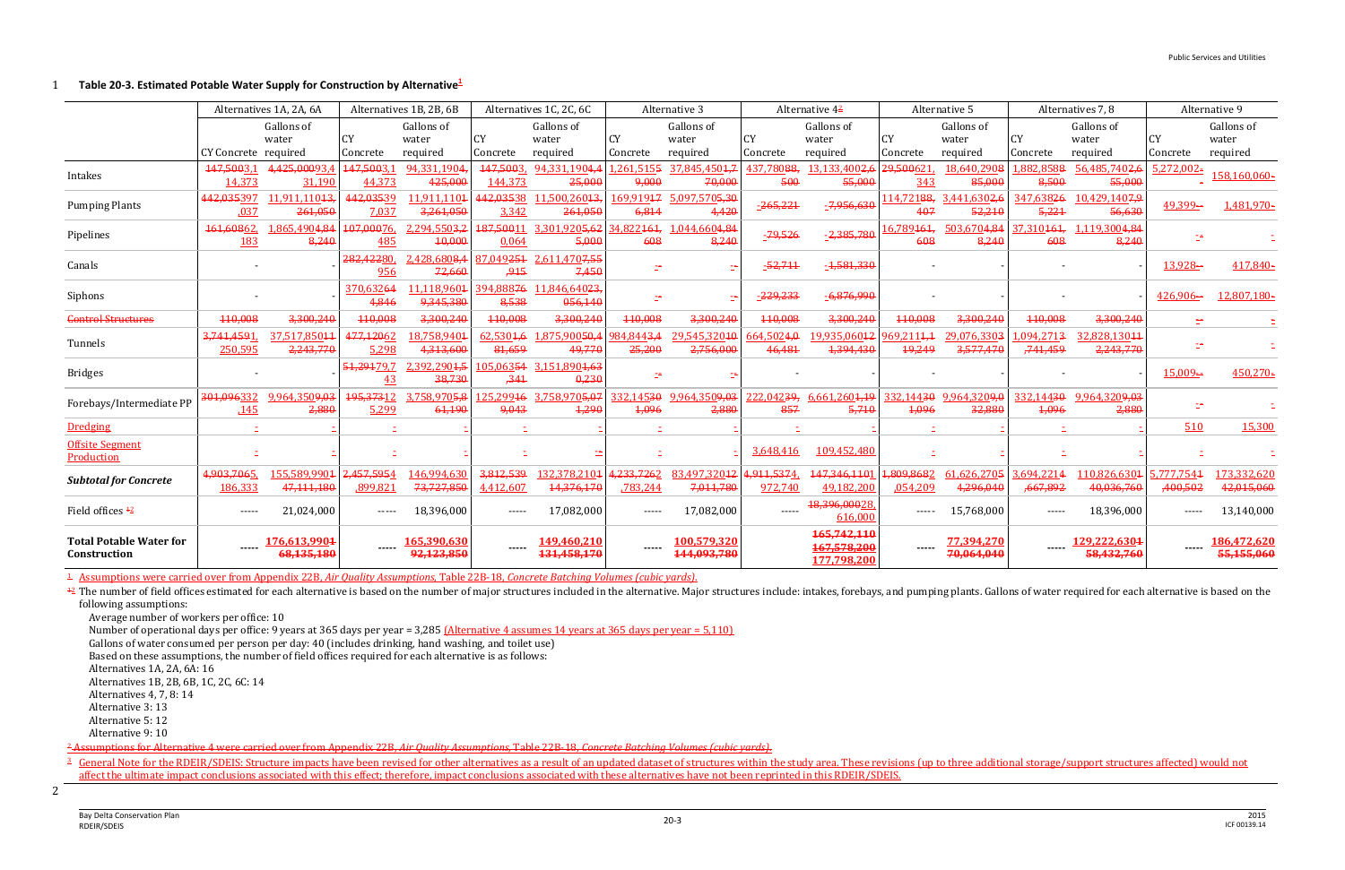**Table 20-3. Estimated Potable Water Supply for Construction by Alternative[1]**

| | Alternatives 1A, 2A, 6A | | Alternatives 1B, 2B, 6B | | Alternatives 1C, 2C, 6C | | Alternative 3 | | Alternative 4~~2~~ | | Alternative 5 | | Alternatives 7, 8 | | Alternative 9 | |
|---|---|---|---|---|---|---|---|---|---|---|---|---|---|---|---|---|
| | CY Concrete | Gallons of water required | CY Concrete | Gallons of water required | CY Concrete | Gallons of water required | CY Concrete | Gallons of water required | CY Concrete | Gallons of water required | CY Concrete | Gallons of water required | CY Concrete | Gallons of water required | CY Concrete | Gallons of water required |
| Intakes | ~~147,500~~3,114,373 | ~~4,425,000~~93,431,190 | ~~147,500~~3,144,373 | 94,331,190~~4,425,000~~ | ~~147,500~~3,144,373 | 94,331,190~~4,425,000~~ | 1,261,515~~59,000~~ | 37,845,450~~1,770,000~~ | 437,780~~88,500~~ | 13,133,400~~2,655,000~~ | ~~29,500~~621,343 | 18,640,290~~885,000~~ | 1,882,858~~88,500~~ | 56,485,740~~2,655,000~~ | 5,272,002~~-~~ | 158,160,060~~-~~ |
| Pumping Plants | ~~442,035~~397,037 | 11,911,110~~13,261,050~~ | ~~442,035~~397,037 | 11,911,110~~13,261,050~~ | ~~442,035~~383,342 | 11,500,260~~13,261,050~~ | 169,919~~176,814~~ | 5,097,570~~5,304,420~~ | -~~265,221~~ | -~~7,956,630~~ | 114,721~~88,407~~ | 3,441,630~~2,652,210~~ | 347,638~~265,221~~ | 10,429,140~~7,956,630~~ | 49,399~~-~~ | 1,481,970~~-~~ |
| Pipelines | ~~161,608~~62,183 | 1,865,490~~4,848,240~~ | ~~107,000~~76,485 | 2,294,550~~3,210,000~~ | ~~187,500~~110,064 | 3,301,920~~5,625,000~~ | 34,822~~161,608~~ | 1,044,660~~4,848,240~~ | -~~79,526~~ | -~~2,385,780~~ | 16,789~~161,608~~ | 503,670~~4,848,240~~ | 37,310~~161,608~~ | 1,119,300~~4,848,240~~ | - | - |
| Canals | - | - | ~~282,422~~80,956 | 2,428,680~~8,472,660~~ | 87,049~~251,915~~ | 2,611,470~~7,557,450~~ | - | - | -~~52,711~~ | -~~1,581,330~~ | - | - | - | - | 13,928~~-~~ | 417,840~~-~~ |
| Siphons | - | - | 370,632~~644,846~~ | 11,118,960~~19,345,380~~ | 394,888~~768,538~~ | 11,846,640~~23,056,140~~ | - | - | -~~229,233~~ | -~~6,876,990~~ | - | - | - | - | 426,906~~-~~ | 12,807,180~~-~~ |
| ~~Control Structures~~ | ~~110,008~~ | ~~3,300,240~~ | ~~110,008~~ | ~~3,300,240~~ | ~~110,008~~ | ~~3,300,240~~ | ~~110,008~~ | ~~3,300,240~~ | ~~110,008~~ | ~~3,300,240~~ | ~~110,008~~ | ~~3,300,240~~ | ~~110,008~~ | ~~3,300,240~~ | - | - |
| Tunnels | ~~3,741,459~~1,250,595 | 37,517,850~~112,243,770~~ | ~~477,120~~625,298 | 18,758,940~~14,313,600~~ | 62,530~~1,681,659~~ | 1,875,900~~50,449,770~~ | 984,844~~3,425,200~~ | 29,545,320~~102,756,000~~ | 664,502~~4,046,481~~ | 19,935,060~~121,394,430~~ | 969,211~~1,119,249~~ | 29,076,330~~33,577,470~~ | 1,094,271~~3,741,459~~ | 32,828,130~~112,243,770~~ | - | - |
| Bridges | - | - | ~~51,291~~79,743 | 2,392,290~~1,538,730~~ | 105,063~~54,341~~ | 3,151,890~~1,630,230~~ | - | - | - | - | - | - | - | - | 15,009~~-~~ | 450,270~~-~~ |
| Forebays/Intermediate PP | ~~301,096~~332,145 | 9,964,350~~9,032,880~~ | ~~195,373~~125,299 | 3,758,970~~5,861,190~~ | 125,299~~469,043~~ | 3,758,970~~14,071,290~~ | 332,145~~301,096~~ | 9,964,350~~9,032,880~~ | 222,042~~39,857~~ | 6,661,260~~1,195,710~~ | 332,144~~301,096~~ | 9,964,320~~9,032,880~~ | 332,144~~301,096~~ | 9,964,320~~9,032,880~~ | - | - |
| Dredging | - | - | - | - | - | - | - | - | - | - | - | - | - | - | 510 | 15,300 |
| Offsite Segment Production | - | - | - | - | - | - | - | - | 3,648,416 | 109,452,480 | - | - | - | - | - | - |
| ***Subtotal for Concrete*** | ~~4,903,706~~5,186,333 | 155,589,990~~147,111,180~~ | ~~2,457,595~~4,899,821 | 146,994,630~~73,727,850~~ | ~~3,812,539~~4,412,607 | 132,378,210~~114,376,170~~ | ~~4,233,726~~2,783,244 | 83,497,320~~127,011,780~~ | ~~4,911,537~~4,972,740 | ~~147,346,110~~149,182,200 | ~~1,809,868~~2,054,209 | 61,626,270~~54,296,040~~ | 3,694,221~~4,667,892~~ | 110,826,630~~140,036,760~~ | 5,777,754~~1,400,502~~ | 173,332,620~~42,015,060~~ |
| Field offices ~~1~~2 | ----- | 21,024,000 | ----- | 18,396,000 | ----- | 17,082,000 | ----- | 17,082,000 | ----- | ~~18,396,000~~28,616,000 | ----- | 15,768,000 | ----- | 18,396,000 | ----- | 13,140,000 |
| **Total Potable Water for Construction** | ----- | **176,613,990~~168,135,180~~** | ----- | **165,390,630~~92,123,850~~** | ----- | **149,460,210~~131,458,170~~** | ----- | **100,579,320~~144,093,780~~** | | **~~165,742,110~~ ~~167,578,200~~ 177,798,200** | ----- | **77,394,270~~70,064,040~~** | ----- | **129,222,630~~158,432,760~~** | ----- | **186,472,620~~55,155,060~~** |

1 Assumptions were carried over from Appendix 22B, *Air Quality Assumptions*, Table 22B-18, *Concrete Batching Volumes (cubic yards)*.

~~1~~2 The number of field offices estimated for each alternative is based on the number of major structures included in the alternative. Major structures include: intakes, forebays, and pumping plants. Gallons of water required for each alternative is based on the following assumptions:

Average number of workers per office: 10
Number of operational days per office: 9 years at 365 days per year = 3,285 (Alternative 4 assumes 14 years at 365 days per year = 5,110)
Gallons of water consumed per person per day: 40 (includes drinking, hand washing, and toilet use)
Based on these assumptions, the number of field offices required for each alternative is as follows:
Alternatives 1A, 2A, 6A: 16
Alternatives 1B, 2B, 6B, 1C, 2C, 6C: 14
Alternatives 4, 7, 8: 14
Alternative 3: 13
Alternative 5: 12
Alternative 9: 10

~~2 Assumptions for Alternative 4 were carried over from Appendix 22B, *Air Quality Assumptions*, Table 22B-18, *Concrete Batching Volumes (cubic yards)*.~~

3 General Note for the RDEIR/SDEIS: Structure impacts have been revised for other alternatives as a result of an updated dataset of structures within the study area. These revisions (up to three additional storage/support structures affected) would not affect the ultimate impact conclusions associated with this effect; therefore, impact conclusions associated with these alternatives have not been reprinted in this RDEIR/SDEIS.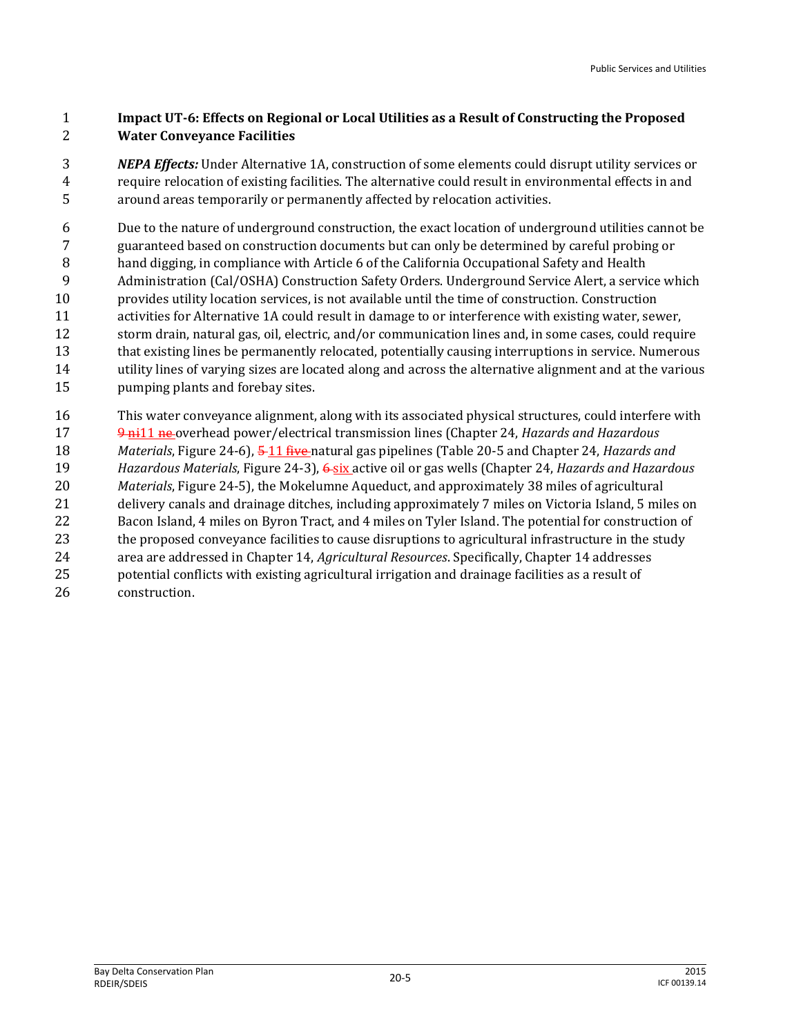**Impact UT-6: Effects on Regional or Local Utilities as a Result of Constructing the Proposed Water Conveyance Facilities**

***NEPA Effects:*** Under Alternative 1A, construction of some elements could disrupt utility services or require relocation of existing facilities. The alternative could result in environmental effects in and around areas temporarily or permanently affected by relocation activities.

Due to the nature of underground construction, the exact location of underground utilities cannot be guaranteed based on construction documents but can only be determined by careful probing or hand digging, in compliance with Article 6 of the California Occupational Safety and Health Administration (Cal/OSHA) Construction Safety Orders. Underground Service Alert, a service which provides utility location services, is not available until the time of construction. Construction activities for Alternative 1A could result in damage to or interference with existing water, sewer, storm drain, natural gas, oil, electric, and/or communication lines and, in some cases, could require that existing lines be permanently relocated, potentially causing interruptions in service. Numerous utility lines of varying sizes are located along and across the alternative alignment and at the various pumping plants and forebay sites.

This water conveyance alignment, along with its associated physical structures, could interfere with ~~9 ni~~11 ~~ne~~ overhead power/electrical transmission lines (Chapter 24, *Hazards and Hazardous Materials*, Figure 24-6), ~~5~~ 11 ~~five~~ natural gas pipelines (Table 20-5 and Chapter 24, *Hazards and Hazardous Materials*, Figure 24-3), ~~6~~ six active oil or gas wells (Chapter 24, *Hazards and Hazardous Materials*, Figure 24-5), the Mokelumne Aqueduct, and approximately 38 miles of agricultural delivery canals and drainage ditches, including approximately 7 miles on Victoria Island, 5 miles on Bacon Island, 4 miles on Byron Tract, and 4 miles on Tyler Island. The potential for construction of the proposed conveyance facilities to cause disruptions to agricultural infrastructure in the study area are addressed in Chapter 14, *Agricultural Resources*. Specifically, Chapter 14 addresses potential conflicts with existing agricultural irrigation and drainage facilities as a result of construction.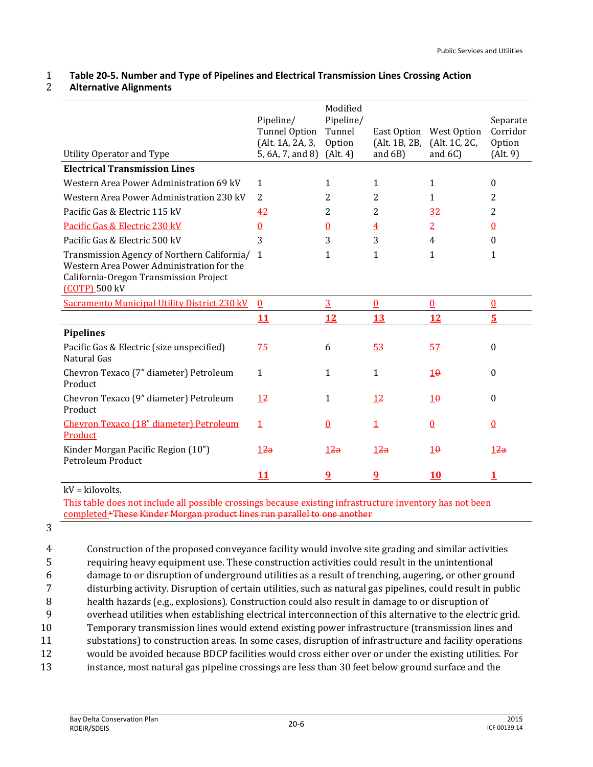**Table 20-5. Number and Type of Pipelines and Electrical Transmission Lines Crossing Action Alternative Alignments**

| Utility Operator and Type | Pipeline/ Tunnel Option (Alt. 1A, 2A, 3, 5, 6A, 7, and 8) | Modified Pipeline/ Tunnel Option (Alt. 4) | East Option (Alt. 1B, 2B, and 6B) | West Option (Alt. 1C, 2C, and 6C) | Separate Corridor Option (Alt. 9) |
|---|---|---|---|---|---|
| **Electrical Transmission Lines** | | | | | |
| Western Area Power Administration 69 kV | 1 | 1 | 1 | 1 | 0 |
| Western Area Power Administration 230 kV | 2 | 2 | 2 | 1 | 2 |
| Pacific Gas & Electric 115 kV | 4~~2~~ | 2 | 2 | 3~~2~~ | 2 |
| Pacific Gas & Electric 230 kV | 0 | 0 | 4 | 2 | 0 |
| Pacific Gas & Electric 500 kV | 3 | 3 | 3 | 4 | 0 |
| Transmission Agency of Northern California/ Western Area Power Administration for the California-Oregon Transmission Project (COTP) 500 kV | 1 | 1 | 1 | 1 | 1 |
| Sacramento Municipal Utility District 230 kV | 0 | 3 | 0 | 0 | 0 |
| | **11** | **12** | **13** | **12** | **5** |
| **Pipelines** | | | | | |
| Pacific Gas & Electric (size unspecified) Natural Gas | 7~~5~~ | 6 | 5~~3~~ | ~~5~~7 | 0 |
| Chevron Texaco (7" diameter) Petroleum Product | 1 | 1 | 1 | 1~~0~~ | 0 |
| Chevron Texaco (9" diameter) Petroleum Product | 1~~2~~ | 1 | 1~~2~~ | 1~~0~~ | 0 |
| Chevron Texaco (18" diameter) Petroleum Product | 1 | 0 | 1 | 0 | 0 |
| Kinder Morgan Pacific Region (10") Petroleum Product | 1~~2a~~ | 1~~2a~~ | 1~~2a~~ | 1~~0~~ | 1~~2a~~ |
| | **11** | **9** | **9** | **10** | **1** |

kV = kilovolts.

This table does not include all possible crossings because existing infrastructure inventory has not been completed ~~a These Kinder Morgan product lines run parallel to one another~~

Construction of the proposed conveyance facility would involve site grading and similar activities requiring heavy equipment use. These construction activities could result in the unintentional damage to or disruption of underground utilities as a result of trenching, augering, or other ground disturbing activity. Disruption of certain utilities, such as natural gas pipelines, could result in public health hazards (e.g., explosions). Construction could also result in damage to or disruption of overhead utilities when establishing electrical interconnection of this alternative to the electric grid. Temporary transmission lines would extend existing power infrastructure (transmission lines and substations) to construction areas. In some cases, disruption of infrastructure and facility operations would be avoided because BDCP facilities would cross either over or under the existing utilities. For instance, most natural gas pipeline crossings are less than 30 feet below ground surface and the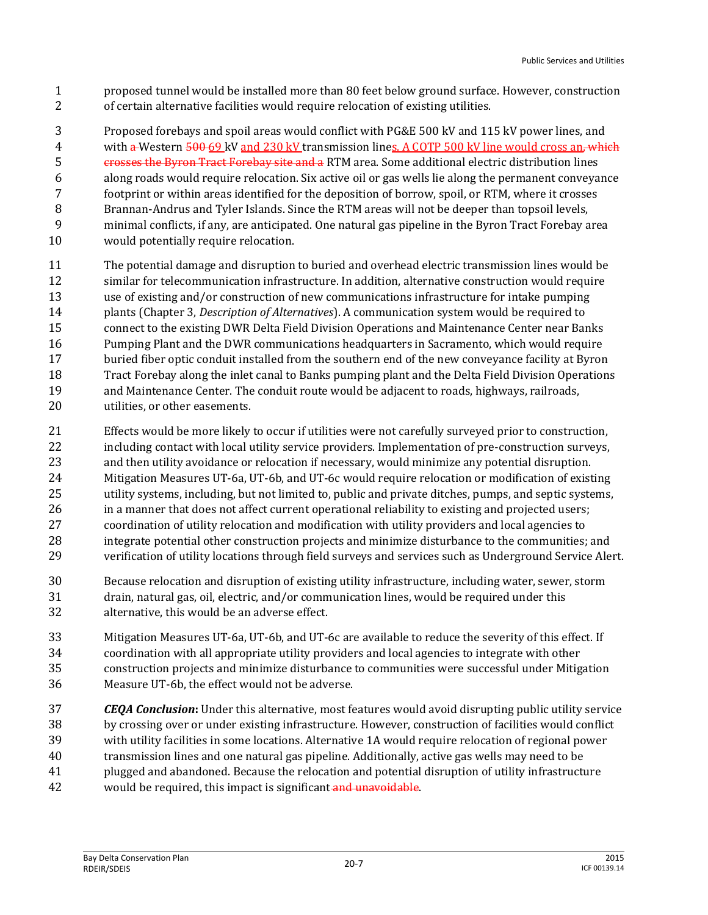proposed tunnel would be installed more than 80 feet below ground surface. However, construction of certain alternative facilities would require relocation of existing utilities.

Proposed forebays and spoil areas would conflict with PG&E 500 kV and 115 kV power lines, and with ~~a~~ Western ~~500~~ 69 kV and 230 kV transmission lines. A COTP 500 kV line would cross an~~, which crosses the Byron Tract Forebay site and a~~ RTM area. Some additional electric distribution lines along roads would require relocation. Six active oil or gas wells lie along the permanent conveyance footprint or within areas identified for the deposition of borrow, spoil, or RTM, where it crosses Brannan-Andrus and Tyler Islands. Since the RTM areas will not be deeper than topsoil levels, minimal conflicts, if any, are anticipated. One natural gas pipeline in the Byron Tract Forebay area would potentially require relocation.

The potential damage and disruption to buried and overhead electric transmission lines would be similar for telecommunication infrastructure. In addition, alternative construction would require use of existing and/or construction of new communications infrastructure for intake pumping plants (Chapter 3, *Description of Alternatives*). A communication system would be required to connect to the existing DWR Delta Field Division Operations and Maintenance Center near Banks Pumping Plant and the DWR communications headquarters in Sacramento, which would require buried fiber optic conduit installed from the southern end of the new conveyance facility at Byron Tract Forebay along the inlet canal to Banks pumping plant and the Delta Field Division Operations and Maintenance Center. The conduit route would be adjacent to roads, highways, railroads, utilities, or other easements.

Effects would be more likely to occur if utilities were not carefully surveyed prior to construction, including contact with local utility service providers. Implementation of pre-construction surveys, and then utility avoidance or relocation if necessary, would minimize any potential disruption. Mitigation Measures UT-6a, UT-6b, and UT-6c would require relocation or modification of existing utility systems, including, but not limited to, public and private ditches, pumps, and septic systems, in a manner that does not affect current operational reliability to existing and projected users; coordination of utility relocation and modification with utility providers and local agencies to integrate potential other construction projects and minimize disturbance to the communities; and verification of utility locations through field surveys and services such as Underground Service Alert.

Because relocation and disruption of existing utility infrastructure, including water, sewer, storm drain, natural gas, oil, electric, and/or communication lines, would be required under this alternative, this would be an adverse effect.

Mitigation Measures UT-6a, UT-6b, and UT-6c are available to reduce the severity of this effect. If coordination with all appropriate utility providers and local agencies to integrate with other construction projects and minimize disturbance to communities were successful under Mitigation Measure UT-6b, the effect would not be adverse.

***CEQA Conclusion*:** Under this alternative, most features would avoid disrupting public utility service by crossing over or under existing infrastructure. However, construction of facilities would conflict with utility facilities in some locations. Alternative 1A would require relocation of regional power transmission lines and one natural gas pipeline. Additionally, active gas wells may need to be plugged and abandoned. Because the relocation and potential disruption of utility infrastructure would be required, this impact is significant ~~and unavoidable~~.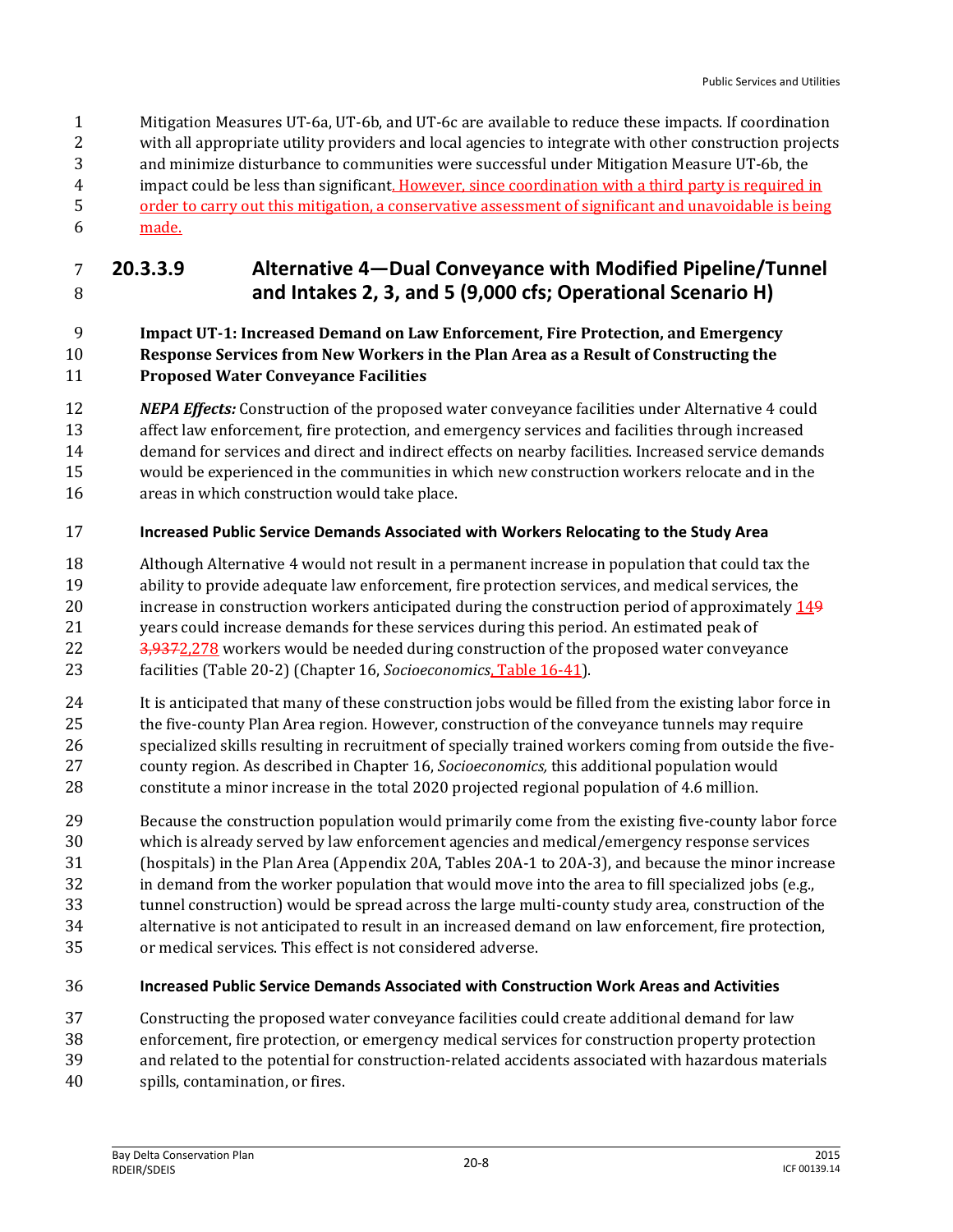Mitigation Measures UT-6a, UT-6b, and UT-6c are available to reduce these impacts. If coordination with all appropriate utility providers and local agencies to integrate with other construction projects and minimize disturbance to communities were successful under Mitigation Measure UT-6b, the impact could be less than significant. However, since coordination with a third party is required in order to carry out this mitigation, a conservative assessment of significant and unavoidable is being made.

### 20.3.3.9 Alternative 4—Dual Conveyance with Modified Pipeline/Tunnel and Intakes 2, 3, and 5 (9,000 cfs; Operational Scenario H)

**Impact UT-1: Increased Demand on Law Enforcement, Fire Protection, and Emergency Response Services from New Workers in the Plan Area as a Result of Constructing the Proposed Water Conveyance Facilities**

***NEPA Effects:*** Construction of the proposed water conveyance facilities under Alternative 4 could affect law enforcement, fire protection, and emergency services and facilities through increased demand for services and direct and indirect effects on nearby facilities. Increased service demands would be experienced in the communities in which new construction workers relocate and in the areas in which construction would take place.

**Increased Public Service Demands Associated with Workers Relocating to the Study Area**

Although Alternative 4 would not result in a permanent increase in population that could tax the ability to provide adequate law enforcement, fire protection services, and medical services, the increase in construction workers anticipated during the construction period of approximately ~~9~~ 14 years could increase demands for these services during this period. An estimated peak of ~~3,937~~ 2,278 workers would be needed during construction of the proposed water conveyance facilities (Table 20-2) (Chapter 16, *Socioeconomics*, Table 16-41).

It is anticipated that many of these construction jobs would be filled from the existing labor force in the five-county Plan Area region. However, construction of the conveyance tunnels may require specialized skills resulting in recruitment of specially trained workers coming from outside the five-county region. As described in Chapter 16, *Socioeconomics,* this additional population would constitute a minor increase in the total 2020 projected regional population of 4.6 million.

Because the construction population would primarily come from the existing five-county labor force which is already served by law enforcement agencies and medical/emergency response services (hospitals) in the Plan Area (Appendix 20A, Tables 20A-1 to 20A-3), and because the minor increase in demand from the worker population that would move into the area to fill specialized jobs (e.g., tunnel construction) would be spread across the large multi-county study area, construction of the alternative is not anticipated to result in an increased demand on law enforcement, fire protection, or medical services. This effect is not considered adverse.

**Increased Public Service Demands Associated with Construction Work Areas and Activities**

Constructing the proposed water conveyance facilities could create additional demand for law enforcement, fire protection, or emergency medical services for construction property protection and related to the potential for construction-related accidents associated with hazardous materials spills, contamination, or fires.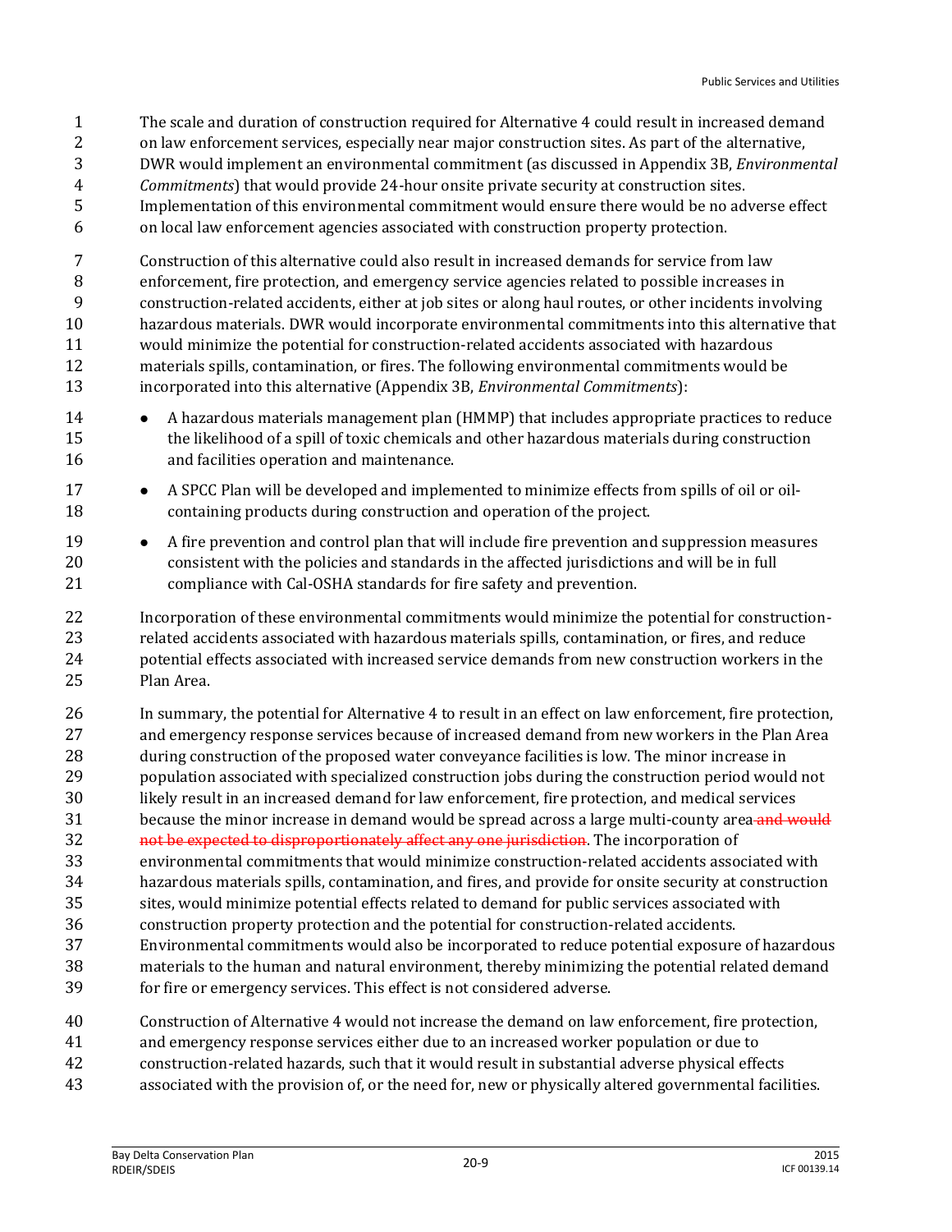The scale and duration of construction required for Alternative 4 could result in increased demand on law enforcement services, especially near major construction sites. As part of the alternative, DWR would implement an environmental commitment (as discussed in Appendix 3B, *Environmental Commitments*) that would provide 24-hour onsite private security at construction sites. Implementation of this environmental commitment would ensure there would be no adverse effect on local law enforcement agencies associated with construction property protection.

Construction of this alternative could also result in increased demands for service from law enforcement, fire protection, and emergency service agencies related to possible increases in construction-related accidents, either at job sites or along haul routes, or other incidents involving hazardous materials. DWR would incorporate environmental commitments into this alternative that would minimize the potential for construction-related accidents associated with hazardous materials spills, contamination, or fires. The following environmental commitments would be incorporated into this alternative (Appendix 3B, *Environmental Commitments*):

- A hazardous materials management plan (HMMP) that includes appropriate practices to reduce the likelihood of a spill of toxic chemicals and other hazardous materials during construction and facilities operation and maintenance.
- A SPCC Plan will be developed and implemented to minimize effects from spills of oil or oil-containing products during construction and operation of the project.
- A fire prevention and control plan that will include fire prevention and suppression measures consistent with the policies and standards in the affected jurisdictions and will be in full compliance with Cal-OSHA standards for fire safety and prevention.

Incorporation of these environmental commitments would minimize the potential for construction-related accidents associated with hazardous materials spills, contamination, or fires, and reduce potential effects associated with increased service demands from new construction workers in the Plan Area.

In summary, the potential for Alternative 4 to result in an effect on law enforcement, fire protection, and emergency response services because of increased demand from new workers in the Plan Area during construction of the proposed water conveyance facilities is low. The minor increase in population associated with specialized construction jobs during the construction period would not likely result in an increased demand for law enforcement, fire protection, and medical services because the minor increase in demand would be spread across a large multi-county area ~~and would not be expected to disproportionately affect any one jurisdiction~~. The incorporation of environmental commitments that would minimize construction-related accidents associated with hazardous materials spills, contamination, and fires, and provide for onsite security at construction sites, would minimize potential effects related to demand for public services associated with construction property protection and the potential for construction-related accidents. Environmental commitments would also be incorporated to reduce potential exposure of hazardous materials to the human and natural environment, thereby minimizing the potential related demand for fire or emergency services. This effect is not considered adverse.

Construction of Alternative 4 would not increase the demand on law enforcement, fire protection, and emergency response services either due to an increased worker population or due to construction-related hazards, such that it would result in substantial adverse physical effects associated with the provision of, or the need for, new or physically altered governmental facilities.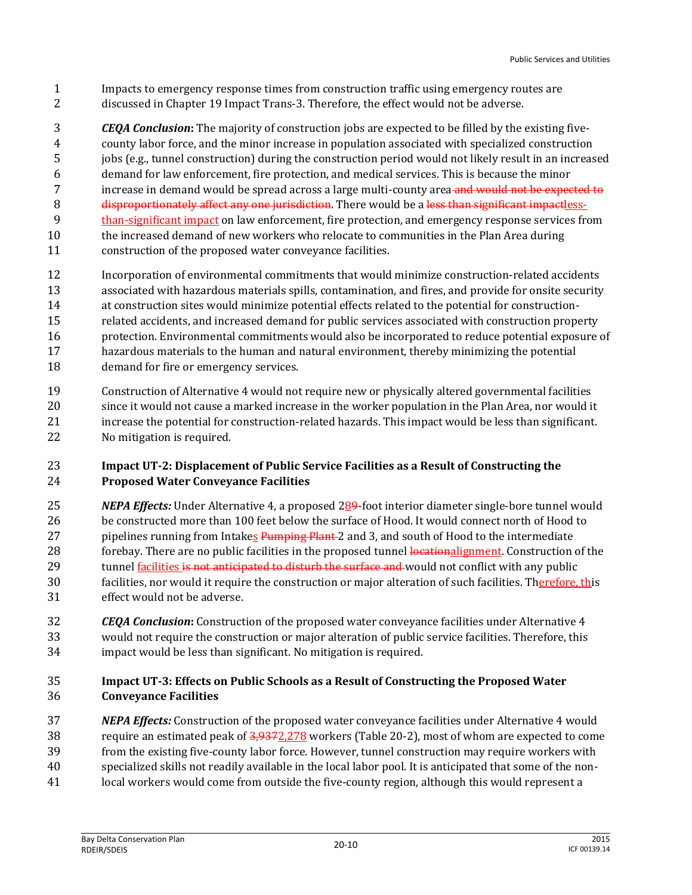Impacts to emergency response times from construction traffic using emergency routes are discussed in Chapter 19 Impact Trans-3. Therefore, the effect would not be adverse.

***CEQA Conclusion*:** The majority of construction jobs are expected to be filled by the existing five-county labor force, and the minor increase in population associated with specialized construction jobs (e.g., tunnel construction) during the construction period would not likely result in an increased demand for law enforcement, fire protection, and medical services. This is because the minor increase in demand would be spread across a large multi-county area~~ and would not be expected to disproportionately affect any one jurisdiction~~. There would be a ~~less than significant impact~~less-than-significant impact on law enforcement, fire protection, and emergency response services from the increased demand of new workers who relocate to communities in the Plan Area during construction of the proposed water conveyance facilities.

Incorporation of environmental commitments that would minimize construction-related accidents associated with hazardous materials spills, contamination, and fires, and provide for onsite security at construction sites would minimize potential effects related to the potential for construction-related accidents, and increased demand for public services associated with construction property protection. Environmental commitments would also be incorporated to reduce potential exposure of hazardous materials to the human and natural environment, thereby minimizing the potential demand for fire or emergency services.

Construction of Alternative 4 would not require new or physically altered governmental facilities since it would not cause a marked increase in the worker population in the Plan Area, nor would it increase the potential for construction-related hazards. This impact would be less than significant. No mitigation is required.

### Impact UT-2: Displacement of Public Service Facilities as a Result of Constructing the Proposed Water Conveyance Facilities

***NEPA Effects:*** Under Alternative 4, a proposed 28~~9~~-foot interior diameter single-bore tunnel would be constructed more than 100 feet below the surface of Hood. It would connect north of Hood to pipelines running from Intakes ~~Pumping Plant~~ 2 and 3, and south of Hood to the intermediate forebay. There are no public facilities in the proposed tunnel ~~location~~alignment. Construction of the tunnel facilities ~~is not anticipated to disturb the surface and~~ would not conflict with any public facilities, nor would it require the construction or major alteration of such facilities. Therefore, this effect would not be adverse.

***CEQA Conclusion*:** Construction of the proposed water conveyance facilities under Alternative 4 would not require the construction or major alteration of public service facilities. Therefore, this impact would be less than significant. No mitigation is required.

### Impact UT-3: Effects on Public Schools as a Result of Constructing the Proposed Water Conveyance Facilities

***NEPA Effects:*** Construction of the proposed water conveyance facilities under Alternative 4 would require an estimated peak of ~~3,937~~2,278 workers (Table 20-2), most of whom are expected to come from the existing five-county labor force. However, tunnel construction may require workers with specialized skills not readily available in the local labor pool. It is anticipated that some of the non-local workers would come from outside the five-county region, although this would represent a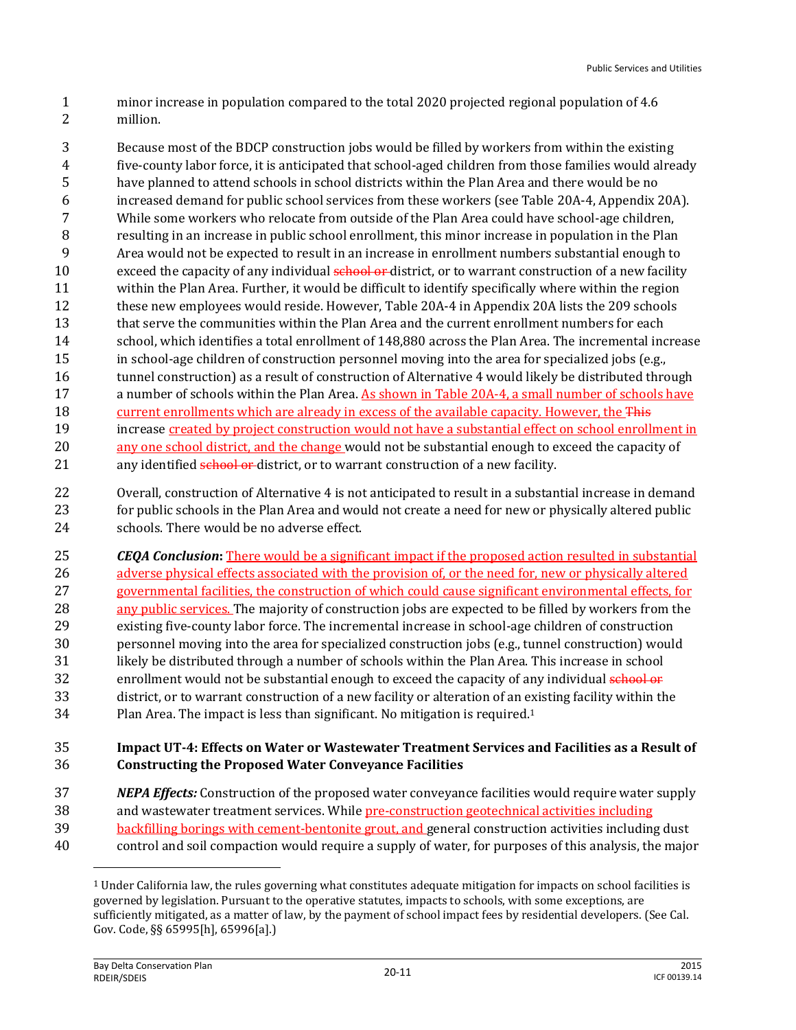minor increase in population compared to the total 2020 projected regional population of 4.6 million.

Because most of the BDCP construction jobs would be filled by workers from within the existing five-county labor force, it is anticipated that school-aged children from those families would already have planned to attend schools in school districts within the Plan Area and there would be no increased demand for public school services from these workers (see Table 20A-4, Appendix 20A). While some workers who relocate from outside of the Plan Area could have school-age children, resulting in an increase in public school enrollment, this minor increase in population in the Plan Area would not be expected to result in an increase in enrollment numbers substantial enough to exceed the capacity of any individual ~~school or~~ district, or to warrant construction of a new facility within the Plan Area. Further, it would be difficult to identify specifically where within the region these new employees would reside. However, Table 20A-4 in Appendix 20A lists the 209 schools that serve the communities within the Plan Area and the current enrollment numbers for each school, which identifies a total enrollment of 148,880 across the Plan Area. The incremental increase in school-age children of construction personnel moving into the area for specialized jobs (e.g., tunnel construction) as a result of construction of Alternative 4 would likely be distributed through a number of schools within the Plan Area. As shown in Table 20A-4, a small number of schools have current enrollments which are already in excess of the available capacity. However, the ~~This~~ increase created by project construction would not have a substantial effect on school enrollment in any one school district, and the change would not be substantial enough to exceed the capacity of any identified ~~school or~~ district, or to warrant construction of a new facility.

Overall, construction of Alternative 4 is not anticipated to result in a substantial increase in demand for public schools in the Plan Area and would not create a need for new or physically altered public schools. There would be no adverse effect.

***CEQA Conclusion*:** There would be a significant impact if the proposed action resulted in substantial adverse physical effects associated with the provision of, or the need for, new or physically altered governmental facilities, the construction of which could cause significant environmental effects, for any public services. The majority of construction jobs are expected to be filled by workers from the existing five-county labor force. The incremental increase in school-age children of construction personnel moving into the area for specialized construction jobs (e.g., tunnel construction) would likely be distributed through a number of schools within the Plan Area. This increase in school enrollment would not be substantial enough to exceed the capacity of any individual ~~school or~~ district, or to warrant construction of a new facility or alteration of an existing facility within the Plan Area. The impact is less than significant. No mitigation is required.[1]

**Impact UT-4: Effects on Water or Wastewater Treatment Services and Facilities as a Result of Constructing the Proposed Water Conveyance Facilities**

***NEPA Effects:*** Construction of the proposed water conveyance facilities would require water supply and wastewater treatment services. While pre-construction geotechnical activities including backfilling borings with cement-bentonite grout, and general construction activities including dust control and soil compaction would require a supply of water, for purposes of this analysis, the major

---

[1] Under California law, the rules governing what constitutes adequate mitigation for impacts on school facilities is governed by legislation. Pursuant to the operative statutes, impacts to schools, with some exceptions, are sufficiently mitigated, as a matter of law, by the payment of school impact fees by residential developers. (See Cal. Gov. Code, §§ 65995[h], 65996[a].)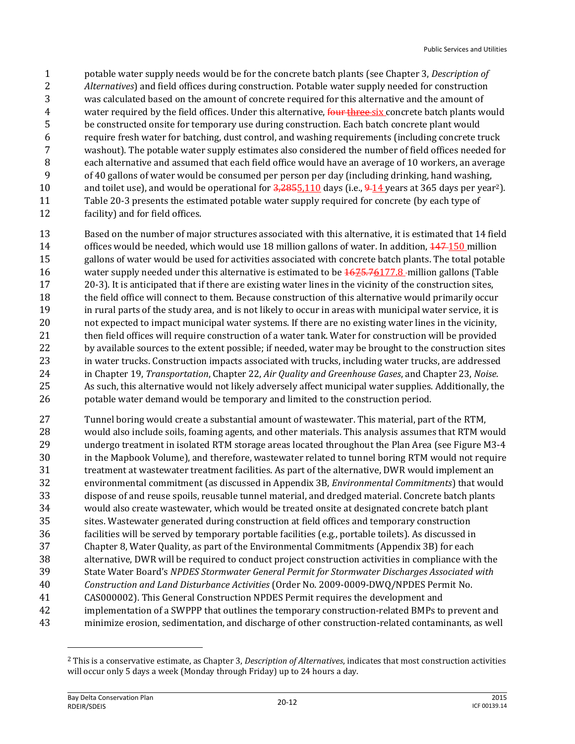potable water supply needs would be for the concrete batch plants (see Chapter 3, *Description of Alternatives*) and field offices during construction. Potable water supply needed for construction was calculated based on the amount of concrete required for this alternative and the amount of water required by the field offices. Under this alternative, ~~four~~ ~~three~~ six concrete batch plants would be constructed onsite for temporary use during construction. Each batch concrete plant would require fresh water for batching, dust control, and washing requirements (including concrete truck washout). The potable water supply estimates also considered the number of field offices needed for each alternative and assumed that each field office would have an average of 10 workers, an average of 40 gallons of water would be consumed per person per day (including drinking, hand washing, and toilet use), and would be operational for ~~3,285~~5,110 days (i.e., ~~9~~ 14 years at 365 days per year[2]). Table 20-3 presents the estimated potable water supply required for concrete (by each type of facility) and for field offices.

Based on the number of major structures associated with this alternative, it is estimated that 14 field offices would be needed, which would use 18 million gallons of water. In addition, ~~147~~ 150 million gallons of water would be used for activities associated with concrete batch plants. The total potable water supply needed under this alternative is estimated to be ~~1675.76~~177.8 million gallons (Table 20-3). It is anticipated that if there are existing water lines in the vicinity of the construction sites, the field office will connect to them. Because construction of this alternative would primarily occur in rural parts of the study area, and is not likely to occur in areas with municipal water service, it is not expected to impact municipal water systems. If there are no existing water lines in the vicinity, then field offices will require construction of a water tank. Water for construction will be provided by available sources to the extent possible; if needed, water may be brought to the construction sites in water trucks. Construction impacts associated with trucks, including water trucks, are addressed in Chapter 19, *Transportation*, Chapter 22, *Air Quality and Greenhouse Gases*, and Chapter 23, *Noise*. As such, this alternative would not likely adversely affect municipal water supplies. Additionally, the potable water demand would be temporary and limited to the construction period.

Tunnel boring would create a substantial amount of wastewater. This material, part of the RTM, would also include soils, foaming agents, and other materials. This analysis assumes that RTM would undergo treatment in isolated RTM storage areas located throughout the Plan Area (see Figure M3-4 in the Mapbook Volume), and therefore, wastewater related to tunnel boring RTM would not require treatment at wastewater treatment facilities. As part of the alternative, DWR would implement an environmental commitment (as discussed in Appendix 3B, *Environmental Commitments*) that would dispose of and reuse spoils, reusable tunnel material, and dredged material. Concrete batch plants would also create wastewater, which would be treated onsite at designated concrete batch plant sites. Wastewater generated during construction at field offices and temporary construction facilities will be served by temporary portable facilities (e.g., portable toilets). As discussed in Chapter 8, Water Quality, as part of the Environmental Commitments (Appendix 3B) for each alternative, DWR will be required to conduct project construction activities in compliance with the State Water Board's *NPDES Stormwater General Permit for Stormwater Discharges Associated with Construction and Land Disturbance Activities* (Order No. 2009-0009-DWQ/NPDES Permit No. CAS000002). This General Construction NPDES Permit requires the development and implementation of a SWPPP that outlines the temporary construction-related BMPs to prevent and minimize erosion, sedimentation, and discharge of other construction-related contaminants, as well

---

[2] This is a conservative estimate, as Chapter 3, *Description of Alternatives*, indicates that most construction activities will occur only 5 days a week (Monday through Friday) up to 24 hours a day.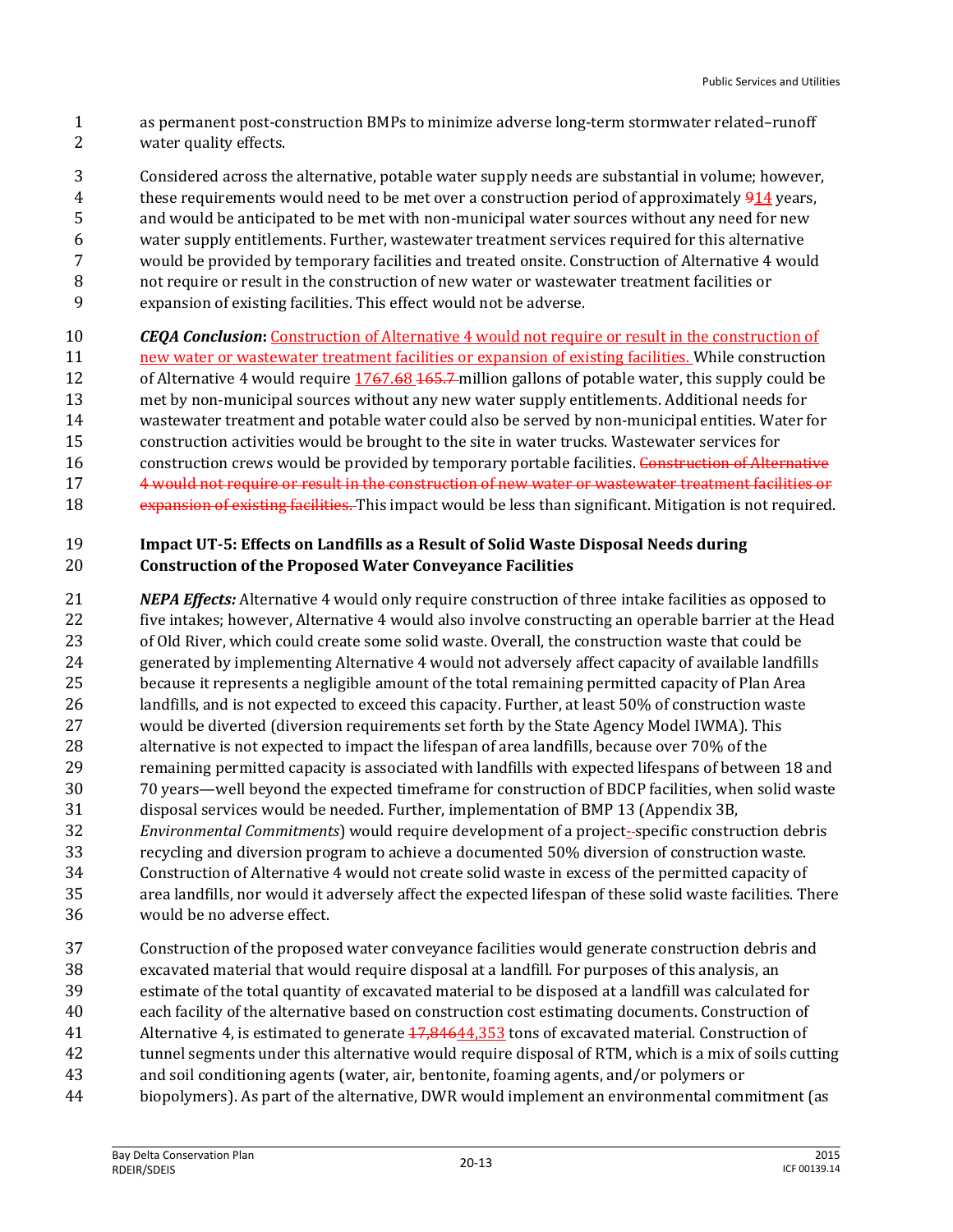as permanent post-construction BMPs to minimize adverse long-term stormwater related–runoff water quality effects.

Considered across the alternative, potable water supply needs are substantial in volume; however, these requirements would need to be met over a construction period of approximately ~~9~~14 years, and would be anticipated to be met with non-municipal water sources without any need for new water supply entitlements. Further, wastewater treatment services required for this alternative would be provided by temporary facilities and treated onsite. Construction of Alternative 4 would not require or result in the construction of new water or wastewater treatment facilities or expansion of existing facilities. This effect would not be adverse.

***CEQA Conclusion*:** Construction of Alternative 4 would not require or result in the construction of new water or wastewater treatment facilities or expansion of existing facilities. While construction of Alternative 4 would require 1767.68 ~~165.7~~ million gallons of potable water, this supply could be met by non-municipal sources without any new water supply entitlements. Additional needs for wastewater treatment and potable water could also be served by non-municipal entities. Water for construction activities would be brought to the site in water trucks. Wastewater services for construction crews would be provided by temporary portable facilities. ~~Construction of Alternative 4 would not require or result in the construction of new water or wastewater treatment facilities or expansion of existing facilities.~~ This impact would be less than significant. Mitigation is not required.

**Impact UT-5: Effects on Landfills as a Result of Solid Waste Disposal Needs during Construction of the Proposed Water Conveyance Facilities**

***NEPA Effects:*** Alternative 4 would only require construction of three intake facilities as opposed to five intakes; however, Alternative 4 would also involve constructing an operable barrier at the Head of Old River, which could create some solid waste. Overall, the construction waste that could be generated by implementing Alternative 4 would not adversely affect capacity of available landfills because it represents a negligible amount of the total remaining permitted capacity of Plan Area landfills, and is not expected to exceed this capacity. Further, at least 50% of construction waste would be diverted (diversion requirements set forth by the State Agency Model IWMA). This alternative is not expected to impact the lifespan of area landfills, because over 70% of the remaining permitted capacity is associated with landfills with expected lifespans of between 18 and 70 years—well beyond the expected timeframe for construction of BDCP facilities, when solid waste disposal services would be needed. Further, implementation of BMP 13 (Appendix 3B, *Environmental Commitments*) would require development of a project-~~-~~specific construction debris recycling and diversion program to achieve a documented 50% diversion of construction waste. Construction of Alternative 4 would not create solid waste in excess of the permitted capacity of area landfills, nor would it adversely affect the expected lifespan of these solid waste facilities. There would be no adverse effect.

Construction of the proposed water conveyance facilities would generate construction debris and excavated material that would require disposal at a landfill. For purposes of this analysis, an estimate of the total quantity of excavated material to be disposed at a landfill was calculated for each facility of the alternative based on construction cost estimating documents. Construction of Alternative 4, is estimated to generate ~~17,846~~44,353 tons of excavated material. Construction of tunnel segments under this alternative would require disposal of RTM, which is a mix of soils cutting and soil conditioning agents (water, air, bentonite, foaming agents, and/or polymers or biopolymers). As part of the alternative, DWR would implement an environmental commitment (as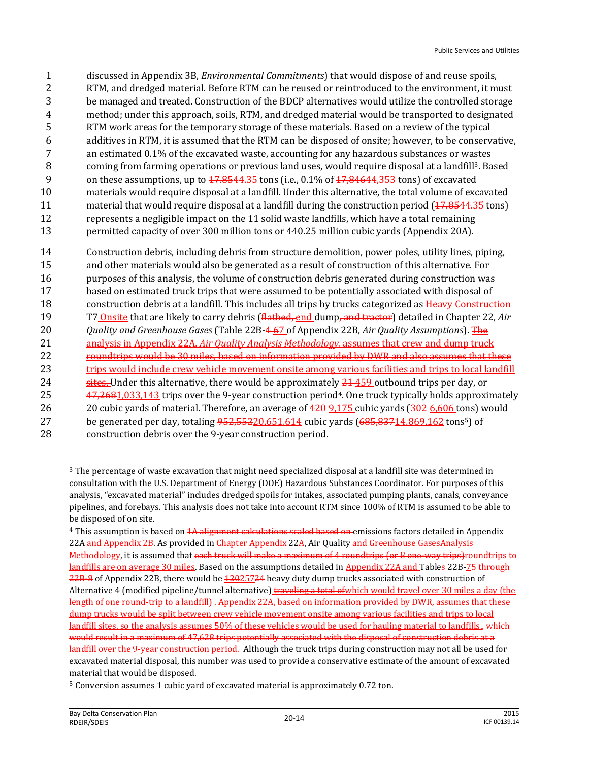discussed in Appendix 3B, *Environmental Commitments*) that would dispose of and reuse spoils, RTM, and dredged material. Before RTM can be reused or reintroduced to the environment, it must be managed and treated. Construction of the BDCP alternatives would utilize the controlled storage method; under this approach, soils, RTM, and dredged material would be transported to designated RTM work areas for the temporary storage of these materials. Based on a review of the typical additives in RTM, it is assumed that the RTM can be disposed of onsite; however, to be conservative, an estimated 0.1% of the excavated waste, accounting for any hazardous substances or wastes coming from farming operations or previous land uses, would require disposal at a landfill[3]. Based on these assumptions, up to ~~17.85~~44.35 tons (i.e., 0.1% of ~~17,846~~44,353 tons) of excavated materials would require disposal at a landfill. Under this alternative, the total volume of excavated material that would require disposal at a landfill during the construction period (~~17.85~~44.35 tons) represents a negligible impact on the 11 solid waste landfills, which have a total remaining permitted capacity of over 300 million tons or 440.25 million cubic yards (Appendix 20A).

Construction debris, including debris from structure demolition, power poles, utility lines, piping, and other materials would also be generated as a result of construction of this alternative. For purposes of this analysis, the volume of construction debris generated during construction was based on estimated truck trips that were assumed to be potentially associated with disposal of construction debris at a landfill. This includes all trips by trucks categorized as ~~Heavy Construction~~ T7 Onsite that are likely to carry debris (~~flatbed,~~ end dump~~, and tractor~~) detailed in Chapter 22, *Air Quality and Greenhouse Gases* (Table 22B-~~4~~ 67 of Appendix 22B, *Air Quality Assumptions*). ~~The analysis in Appendix 22A, *Air Quality Analysis Methodology*, assumes that crew and dump truck roundtrips would be 30 miles, based on information provided by DWR and also assumes that these trips would include crew vehicle movement onsite among various facilities and trips to local landfill sites.~~ Under this alternative, there would be approximately ~~21~~ 459 outbound trips per day, or ~~47,268~~1,033,143 trips over the 9-year construction period[4]. One truck typically holds approximately 20 cubic yards of material. Therefore, an average of ~~420~~ 9,175 cubic yards (~~302~~ 6,606 tons) would be generated per day, totaling ~~952,552~~20,651,614 cubic yards (~~685,837~~14,869,162 tons[5]) of construction debris over the 9-year construction period.

---

[3] The percentage of waste excavation that might need specialized disposal at a landfill site was determined in consultation with the U.S. Department of Energy (DOE) Hazardous Substances Coordinator. For purposes of this analysis, "excavated material" includes dredged spoils for intakes, associated pumping plants, canals, conveyance pipelines, and forebays. This analysis does not take into account RTM since 100% of RTM is assumed to be able to be disposed of on site.

[4] This assumption is based on ~~1A alignment calculations scaled based on~~ emissions factors detailed in Appendix 22A and Appendix 2B. As provided in ~~Chapter~~ Appendix 22A, Air Quality ~~and Greenhouse Gases~~Analysis Methodology, it is assumed that ~~each truck will make a maximum of 4 roundtrips (or 8 one-way trips)~~roundtrips to landfills are on average 30 miles. Based on the assumptions detailed in Appendix 22A and Table~~s~~ 22B-~~7~~5 ~~through 22B-8~~ of Appendix 22B, there would be ~~120~~25724 heavy duty dump trucks associated with construction of Alternative 4 (modified pipeline/tunnel alternative) ~~traveling a total of~~which would travel over 30 miles a day (the length of one round-trip to a landfill)~~.~~ Appendix 22A, based on information provided by DWR, assumes that these dump trucks would be split between crew vehicle movement onsite among various facilities and trips to local landfill sites, so the analysis assumes 50% of these vehicles would be used for hauling material to landfills.~~, which would result in a maximum of 47,628 trips potentially associated with the disposal of construction debris at a landfill over the 9-year construction period.~~ Although the truck trips during construction may not all be used for excavated material disposal, this number was used to provide a conservative estimate of the amount of excavated material that would be disposed.

[5] Conversion assumes 1 cubic yard of excavated material is approximately 0.72 ton.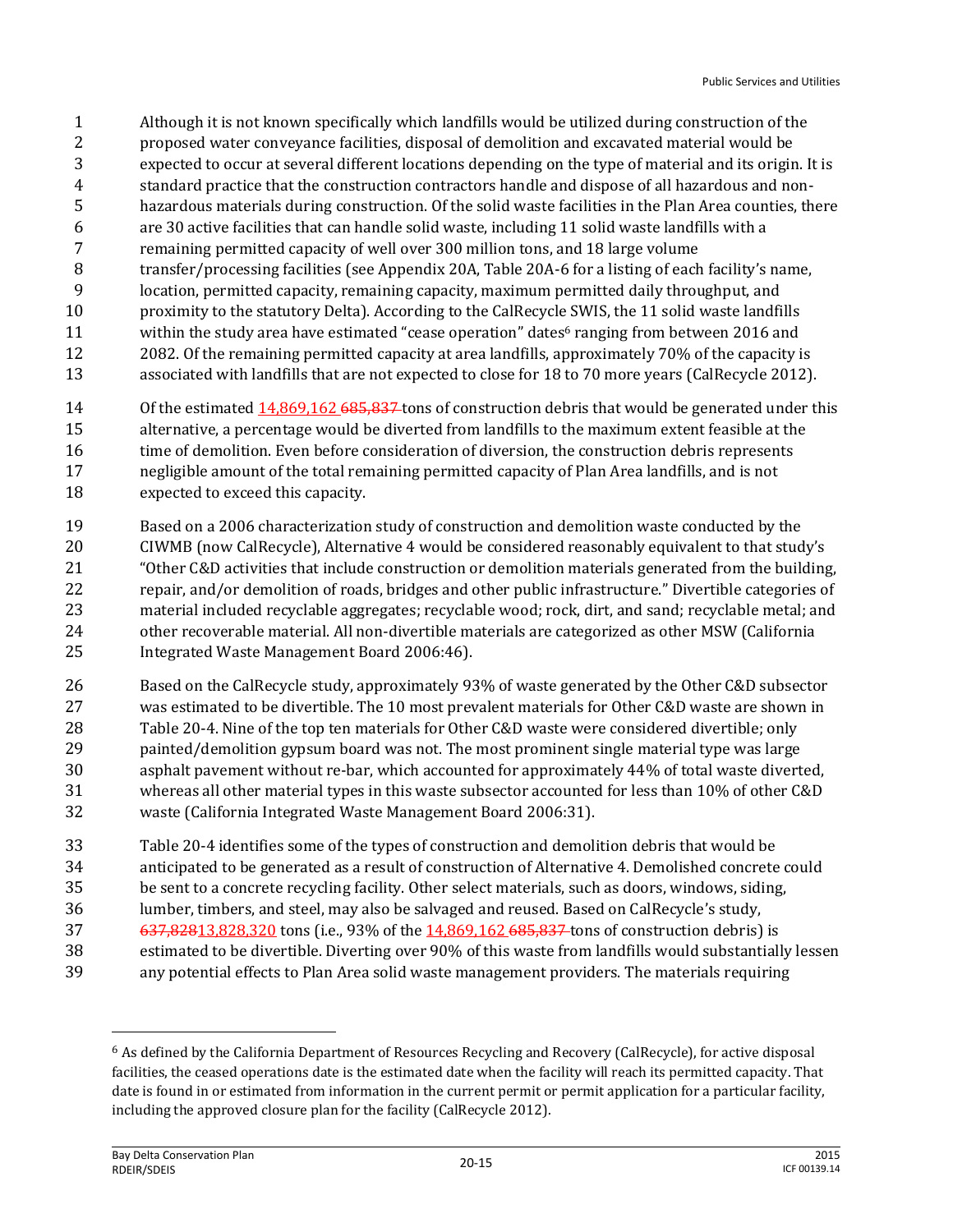Although it is not known specifically which landfills would be utilized during construction of the proposed water conveyance facilities, disposal of demolition and excavated material would be expected to occur at several different locations depending on the type of material and its origin. It is standard practice that the construction contractors handle and dispose of all hazardous and non-hazardous materials during construction. Of the solid waste facilities in the Plan Area counties, there are 30 active facilities that can handle solid waste, including 11 solid waste landfills with a remaining permitted capacity of well over 300 million tons, and 18 large volume transfer/processing facilities (see Appendix 20A, Table 20A-6 for a listing of each facility's name, location, permitted capacity, remaining capacity, maximum permitted daily throughput, and proximity to the statutory Delta). According to the CalRecycle SWIS, the 11 solid waste landfills within the study area have estimated "cease operation" dates[6] ranging from between 2016 and 2082. Of the remaining permitted capacity at area landfills, approximately 70% of the capacity is associated with landfills that are not expected to close for 18 to 70 more years (CalRecycle 2012).

Of the estimated 14,869,162 ~~685,837~~ tons of construction debris that would be generated under this alternative, a percentage would be diverted from landfills to the maximum extent feasible at the time of demolition. Even before consideration of diversion, the construction debris represents negligible amount of the total remaining permitted capacity of Plan Area landfills, and is not expected to exceed this capacity.

Based on a 2006 characterization study of construction and demolition waste conducted by the CIWMB (now CalRecycle), Alternative 4 would be considered reasonably equivalent to that study's "Other C&D activities that include construction or demolition materials generated from the building, repair, and/or demolition of roads, bridges and other public infrastructure." Divertible categories of material included recyclable aggregates; recyclable wood; rock, dirt, and sand; recyclable metal; and other recoverable material. All non-divertible materials are categorized as other MSW (California Integrated Waste Management Board 2006:46).

Based on the CalRecycle study, approximately 93% of waste generated by the Other C&D subsector was estimated to be divertible. The 10 most prevalent materials for Other C&D waste are shown in Table 20-4. Nine of the top ten materials for Other C&D waste were considered divertible; only painted/demolition gypsum board was not. The most prominent single material type was large asphalt pavement without re-bar, which accounted for approximately 44% of total waste diverted, whereas all other material types in this waste subsector accounted for less than 10% of other C&D waste (California Integrated Waste Management Board 2006:31).

Table 20-4 identifies some of the types of construction and demolition debris that would be anticipated to be generated as a result of construction of Alternative 4. Demolished concrete could be sent to a concrete recycling facility. Other select materials, such as doors, windows, siding, lumber, timbers, and steel, may also be salvaged and reused. Based on CalRecycle's study, ~~637,828~~13,828,320 tons (i.e., 93% of the 14,869,162 ~~685,837~~ tons of construction debris) is estimated to be divertible. Diverting over 90% of this waste from landfills would substantially lessen any potential effects to Plan Area solid waste management providers. The materials requiring

---

[6] As defined by the California Department of Resources Recycling and Recovery (CalRecycle), for active disposal facilities, the ceased operations date is the estimated date when the facility will reach its permitted capacity. That date is found in or estimated from information in the current permit or permit application for a particular facility, including the approved closure plan for the facility (CalRecycle 2012).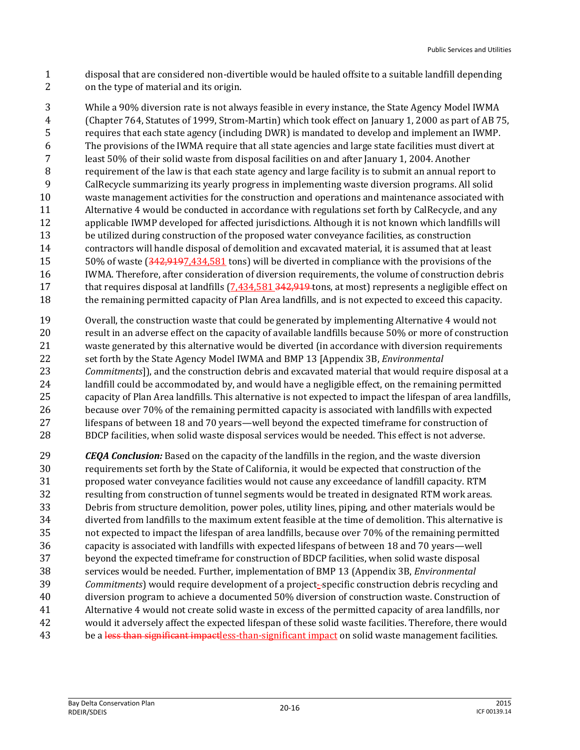disposal that are considered non-divertible would be hauled offsite to a suitable landfill depending on the type of material and its origin.

While a 90% diversion rate is not always feasible in every instance, the State Agency Model IWMA (Chapter 764, Statutes of 1999, Strom-Martin) which took effect on January 1, 2000 as part of AB 75, requires that each state agency (including DWR) is mandated to develop and implement an IWMP. The provisions of the IWMA require that all state agencies and large state facilities must divert at least 50% of their solid waste from disposal facilities on and after January 1, 2004. Another requirement of the law is that each state agency and large facility is to submit an annual report to CalRecycle summarizing its yearly progress in implementing waste diversion programs. All solid waste management activities for the construction and operations and maintenance associated with Alternative 4 would be conducted in accordance with regulations set forth by CalRecycle, and any applicable IWMP developed for affected jurisdictions. Although it is not known which landfills will be utilized during construction of the proposed water conveyance facilities, as construction contractors will handle disposal of demolition and excavated material, it is assumed that at least 50% of waste (~~342,919~~7,434,581 tons) will be diverted in compliance with the provisions of the IWMA. Therefore, after consideration of diversion requirements, the volume of construction debris that requires disposal at landfills (7,434,581 ~~342,919~~ tons, at most) represents a negligible effect on the remaining permitted capacity of Plan Area landfills, and is not expected to exceed this capacity.

Overall, the construction waste that could be generated by implementing Alternative 4 would not result in an adverse effect on the capacity of available landfills because 50% or more of construction waste generated by this alternative would be diverted (in accordance with diversion requirements set forth by the State Agency Model IWMA and BMP 13 [Appendix 3B, *Environmental Commitments*]), and the construction debris and excavated material that would require disposal at a landfill could be accommodated by, and would have a negligible effect, on the remaining permitted capacity of Plan Area landfills. This alternative is not expected to impact the lifespan of area landfills, because over 70% of the remaining permitted capacity is associated with landfills with expected lifespans of between 18 and 70 years—well beyond the expected timeframe for construction of BDCP facilities, when solid waste disposal services would be needed. This effect is not adverse.

***CEQA Conclusion:*** Based on the capacity of the landfills in the region, and the waste diversion requirements set forth by the State of California, it would be expected that construction of the proposed water conveyance facilities would not cause any exceedance of landfill capacity. RTM resulting from construction of tunnel segments would be treated in designated RTM work areas. Debris from structure demolition, power poles, utility lines, piping, and other materials would be diverted from landfills to the maximum extent feasible at the time of demolition. This alternative is not expected to impact the lifespan of area landfills, because over 70% of the remaining permitted capacity is associated with landfills with expected lifespans of between 18 and 70 years—well beyond the expected timeframe for construction of BDCP facilities, when solid waste disposal services would be needed. Further, implementation of BMP 13 (Appendix 3B, *Environmental Commitments*) would require development of a project-~~-~~specific construction debris recycling and diversion program to achieve a documented 50% diversion of construction waste. Construction of Alternative 4 would not create solid waste in excess of the permitted capacity of area landfills, nor would it adversely affect the expected lifespan of these solid waste facilities. Therefore, there would be a ~~less than significant impact~~less-than-significant impact on solid waste management facilities.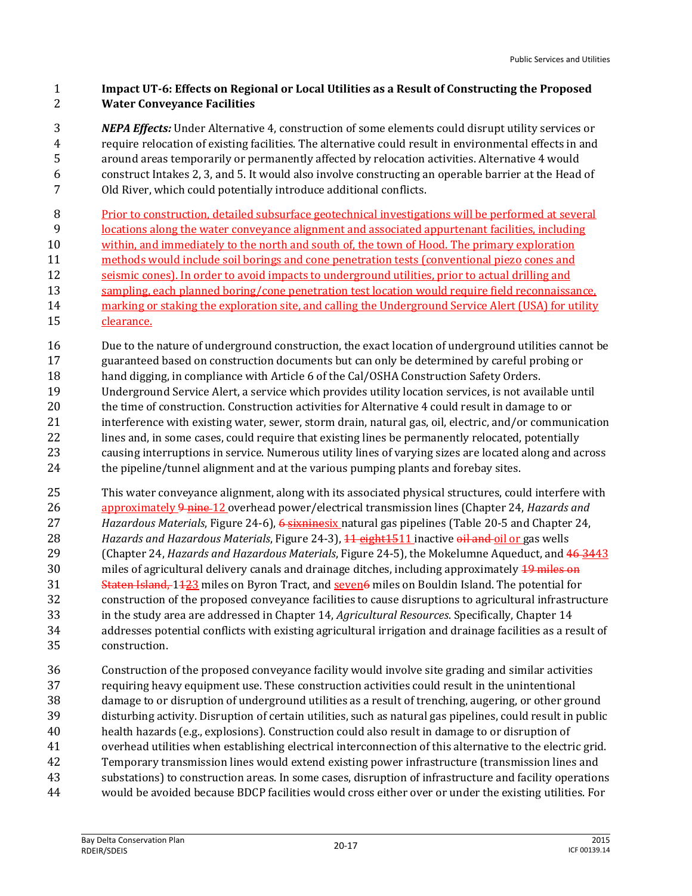**Impact UT-6: Effects on Regional or Local Utilities as a Result of Constructing the Proposed Water Conveyance Facilities**

***NEPA Effects:*** Under Alternative 4, construction of some elements could disrupt utility services or require relocation of existing facilities. The alternative could result in environmental effects in and around areas temporarily or permanently affected by relocation activities. Alternative 4 would construct Intakes 2, 3, and 5. It would also involve constructing an operable barrier at the Head of Old River, which could potentially introduce additional conflicts.

Prior to construction, detailed subsurface geotechnical investigations will be performed at several locations along the water conveyance alignment and associated appurtenant facilities, including within, and immediately to the north and south of, the town of Hood. The primary exploration methods would include soil borings and cone penetration tests (conventional piezo cones and seismic cones). In order to avoid impacts to underground utilities, prior to actual drilling and sampling, each planned boring/cone penetration test location would require field reconnaissance, marking or staking the exploration site, and calling the Underground Service Alert (USA) for utility clearance.

Due to the nature of underground construction, the exact location of underground utilities cannot be guaranteed based on construction documents but can only be determined by careful probing or hand digging, in compliance with Article 6 of the Cal/OSHA Construction Safety Orders. Underground Service Alert, a service which provides utility location services, is not available until the time of construction. Construction activities for Alternative 4 could result in damage to or interference with existing water, sewer, storm drain, natural gas, oil, electric, and/or communication lines and, in some cases, could require that existing lines be permanently relocated, potentially causing interruptions in service. Numerous utility lines of varying sizes are located along and across the pipeline/tunnel alignment and at the various pumping plants and forebay sites.

This water conveyance alignment, along with its associated physical structures, could interfere with approximately ~~9 nine~~ 12 overhead power/electrical transmission lines (Chapter 24, *Hazards and Hazardous Materials*, Figure 24-6), ~~6 sixnine~~six natural gas pipelines (Table 20-5 and Chapter 24, *Hazards and Hazardous Materials*, Figure 24-3), ~~11 eight~~1511 inactive ~~oil and~~ oil or gas wells (Chapter 24, *Hazards and Hazardous Materials*, Figure 24-5), the Mokelumne Aqueduct, and ~~46~~ ~~34~~43 miles of agricultural delivery canals and drainage ditches, including approximately ~~19 miles on Staten Island,~~ 1~~1~~23 miles on Byron Tract, and seven~~6~~ miles on Bouldin Island. The potential for construction of the proposed conveyance facilities to cause disruptions to agricultural infrastructure in the study area are addressed in Chapter 14, *Agricultural Resources*. Specifically, Chapter 14 addresses potential conflicts with existing agricultural irrigation and drainage facilities as a result of construction.

Construction of the proposed conveyance facility would involve site grading and similar activities requiring heavy equipment use. These construction activities could result in the unintentional damage to or disruption of underground utilities as a result of trenching, augering, or other ground disturbing activity. Disruption of certain utilities, such as natural gas pipelines, could result in public health hazards (e.g., explosions). Construction could also result in damage to or disruption of overhead utilities when establishing electrical interconnection of this alternative to the electric grid. Temporary transmission lines would extend existing power infrastructure (transmission lines and substations) to construction areas. In some cases, disruption of infrastructure and facility operations would be avoided because BDCP facilities would cross either over or under the existing utilities. For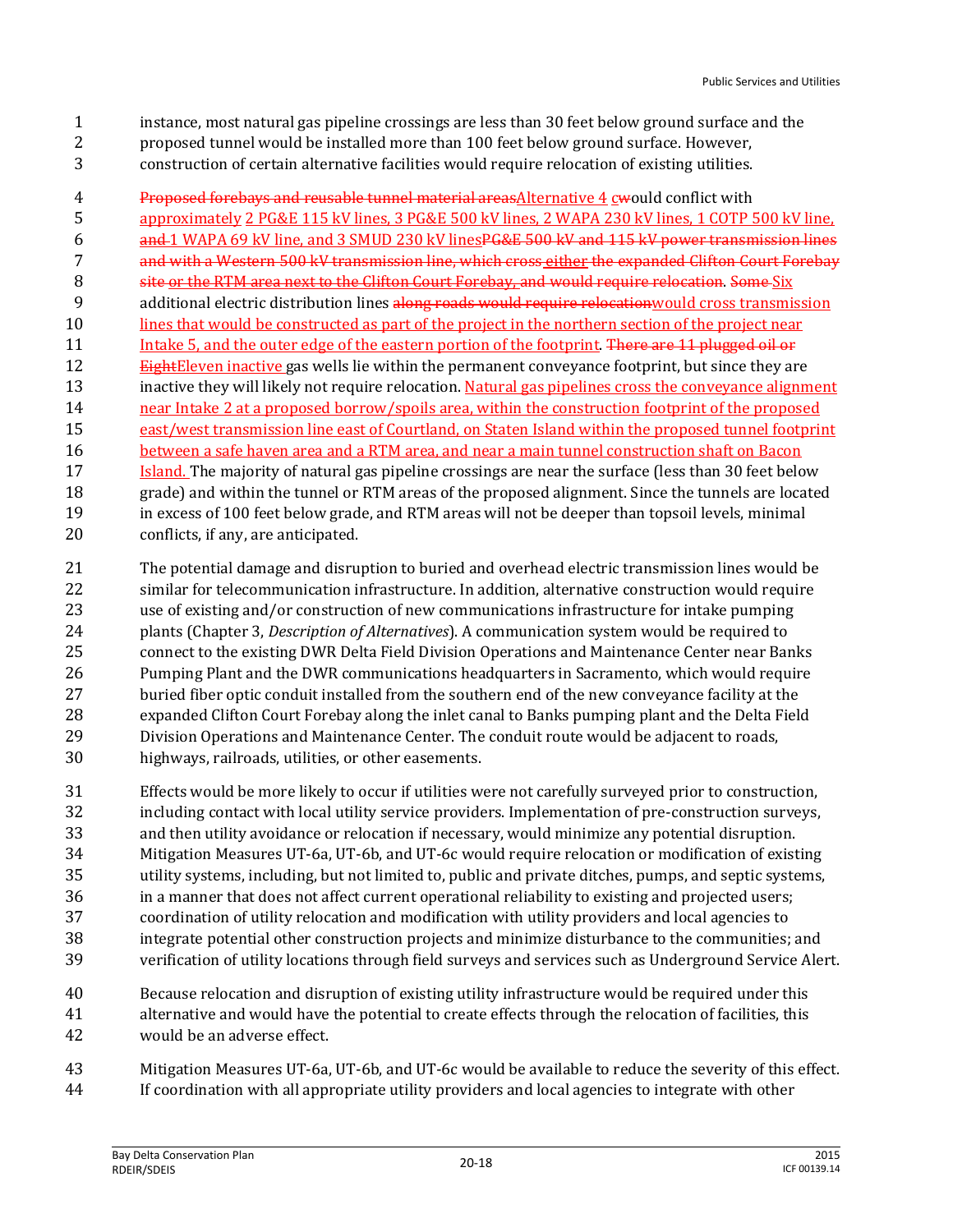instance, most natural gas pipeline crossings are less than 30 feet below ground surface and the proposed tunnel would be installed more than 100 feet below ground surface. However, construction of certain alternative facilities would require relocation of existing utilities.

~~Proposed forebays and reusable tunnel material areas~~Alternative 4 c~~w~~ould conflict with approximately 2 PG&E 115 kV lines, 3 PG&E 500 kV lines, 2 WAPA 230 kV lines, 1 COTP 500 kV line, ~~and~~ 1 WAPA 69 kV line, and 3 SMUD 230 kV lines~~PG&E 500 kV and 115 kV power transmission lines and with a Western 500 kV transmission line, which cross either the expanded Clifton Court Forebay site or the RTM area next to the Clifton Court Forebay, and would require relocation~~. ~~Some~~ Six additional electric distribution lines ~~along roads would require relocation~~would cross transmission lines that would be constructed as part of the project in the northern section of the project near Intake 5, and the outer edge of the eastern portion of the footprint. ~~There are 11 plugged oil or~~ ~~Eight~~Eleven inactive gas wells lie within the permanent conveyance footprint, but since they are inactive they will likely not require relocation. Natural gas pipelines cross the conveyance alignment near Intake 2 at a proposed borrow/spoils area, within the construction footprint of the proposed east/west transmission line east of Courtland, on Staten Island within the proposed tunnel footprint between a safe haven area and a RTM area, and near a main tunnel construction shaft on Bacon Island. The majority of natural gas pipeline crossings are near the surface (less than 30 feet below grade) and within the tunnel or RTM areas of the proposed alignment. Since the tunnels are located in excess of 100 feet below grade, and RTM areas will not be deeper than topsoil levels, minimal conflicts, if any, are anticipated.

The potential damage and disruption to buried and overhead electric transmission lines would be similar for telecommunication infrastructure. In addition, alternative construction would require use of existing and/or construction of new communications infrastructure for intake pumping plants (Chapter 3, *Description of Alternatives*). A communication system would be required to connect to the existing DWR Delta Field Division Operations and Maintenance Center near Banks Pumping Plant and the DWR communications headquarters in Sacramento, which would require buried fiber optic conduit installed from the southern end of the new conveyance facility at the expanded Clifton Court Forebay along the inlet canal to Banks pumping plant and the Delta Field Division Operations and Maintenance Center. The conduit route would be adjacent to roads, highways, railroads, utilities, or other easements.

Effects would be more likely to occur if utilities were not carefully surveyed prior to construction, including contact with local utility service providers. Implementation of pre-construction surveys, and then utility avoidance or relocation if necessary, would minimize any potential disruption. Mitigation Measures UT-6a, UT-6b, and UT-6c would require relocation or modification of existing utility systems, including, but not limited to, public and private ditches, pumps, and septic systems, in a manner that does not affect current operational reliability to existing and projected users; coordination of utility relocation and modification with utility providers and local agencies to integrate potential other construction projects and minimize disturbance to the communities; and verification of utility locations through field surveys and services such as Underground Service Alert.

Because relocation and disruption of existing utility infrastructure would be required under this alternative and would have the potential to create effects through the relocation of facilities, this would be an adverse effect.

Mitigation Measures UT-6a, UT-6b, and UT-6c would be available to reduce the severity of this effect. If coordination with all appropriate utility providers and local agencies to integrate with other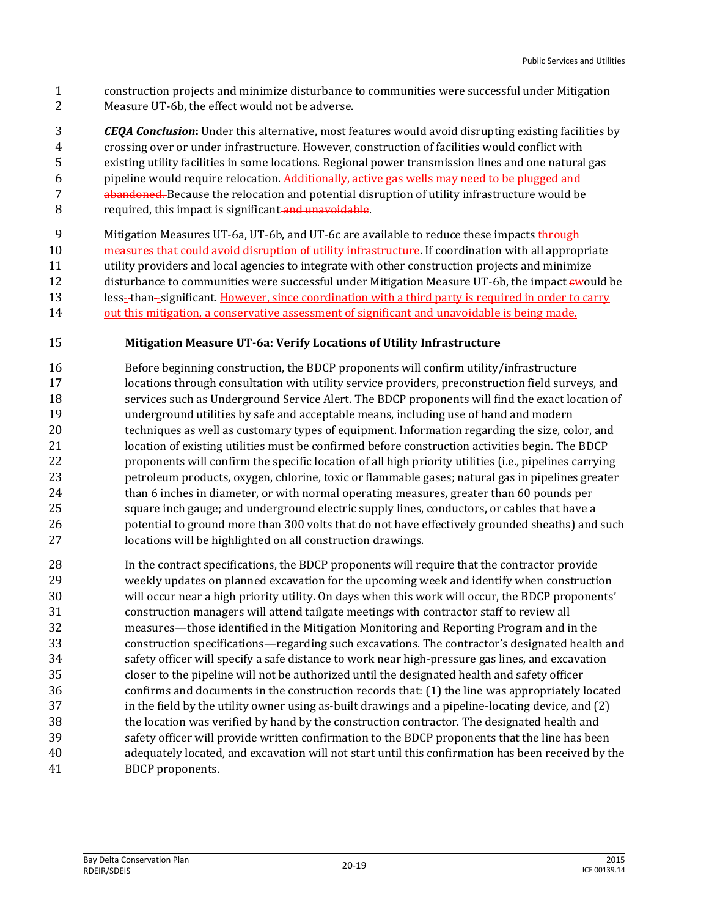construction projects and minimize disturbance to communities were successful under Mitigation Measure UT-6b, the effect would not be adverse.

***CEQA Conclusion*:** Under this alternative, most features would avoid disrupting existing facilities by crossing over or under infrastructure. However, construction of facilities would conflict with existing utility facilities in some locations. Regional power transmission lines and one natural gas pipeline would require relocation. ~~Additionally, active gas wells may need to be plugged and abandoned.~~ Because the relocation and potential disruption of utility infrastructure would be required, this impact is significant ~~and unavoidable~~.

Mitigation Measures UT-6a, UT-6b, and UT-6c are available to reduce these impacts <u>through measures that could avoid disruption of utility infrastructure</u>. If coordination with all appropriate utility providers and local agencies to integrate with other construction projects and minimize disturbance to communities were successful under Mitigation Measure UT-6b, the impact ~~c~~<u>w</u>ould be less~~-~~ than~~-~~ significant. <u>However, since coordination with a third party is required in order to carry out this mitigation, a conservative assessment of significant and unavoidable is being made.</u>

**Mitigation Measure UT-6a: Verify Locations of Utility Infrastructure**

Before beginning construction, the BDCP proponents will confirm utility/infrastructure locations through consultation with utility service providers, preconstruction field surveys, and services such as Underground Service Alert. The BDCP proponents will find the exact location of underground utilities by safe and acceptable means, including use of hand and modern techniques as well as customary types of equipment. Information regarding the size, color, and location of existing utilities must be confirmed before construction activities begin. The BDCP proponents will confirm the specific location of all high priority utilities (i.e., pipelines carrying petroleum products, oxygen, chlorine, toxic or flammable gases; natural gas in pipelines greater than 6 inches in diameter, or with normal operating measures, greater than 60 pounds per square inch gauge; and underground electric supply lines, conductors, or cables that have a potential to ground more than 300 volts that do not have effectively grounded sheaths) and such locations will be highlighted on all construction drawings.

In the contract specifications, the BDCP proponents will require that the contractor provide weekly updates on planned excavation for the upcoming week and identify when construction will occur near a high priority utility. On days when this work will occur, the BDCP proponents' construction managers will attend tailgate meetings with contractor staff to review all measures—those identified in the Mitigation Monitoring and Reporting Program and in the construction specifications—regarding such excavations. The contractor's designated health and safety officer will specify a safe distance to work near high-pressure gas lines, and excavation closer to the pipeline will not be authorized until the designated health and safety officer confirms and documents in the construction records that: (1) the line was appropriately located in the field by the utility owner using as-built drawings and a pipeline-locating device, and (2) the location was verified by hand by the construction contractor. The designated health and safety officer will provide written confirmation to the BDCP proponents that the line has been adequately located, and excavation will not start until this confirmation has been received by the BDCP proponents.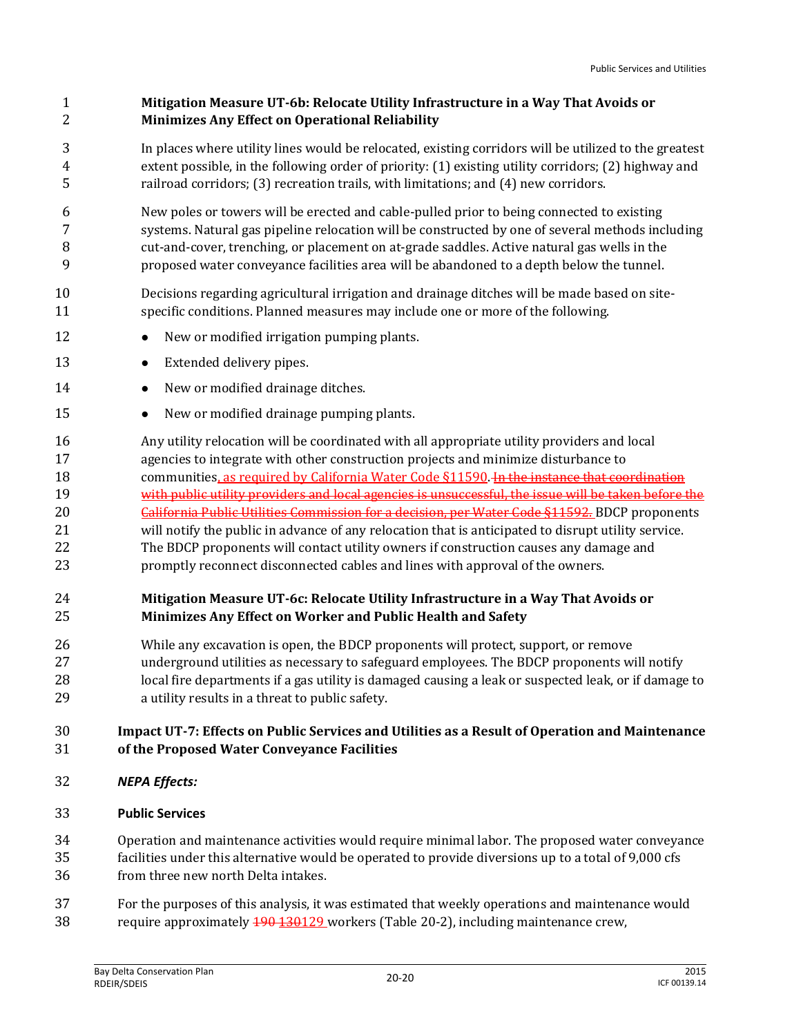**Mitigation Measure UT-6b: Relocate Utility Infrastructure in a Way That Avoids or Minimizes Any Effect on Operational Reliability**

In places where utility lines would be relocated, existing corridors will be utilized to the greatest extent possible, in the following order of priority: (1) existing utility corridors; (2) highway and railroad corridors; (3) recreation trails, with limitations; and (4) new corridors.

New poles or towers will be erected and cable-pulled prior to being connected to existing systems. Natural gas pipeline relocation will be constructed by one of several methods including cut-and-cover, trenching, or placement on at-grade saddles. Active natural gas wells in the proposed water conveyance facilities area will be abandoned to a depth below the tunnel.

Decisions regarding agricultural irrigation and drainage ditches will be made based on site-specific conditions. Planned measures may include one or more of the following.

- New or modified irrigation pumping plants.
- Extended delivery pipes.
- New or modified drainage ditches.
- New or modified drainage pumping plants.

Any utility relocation will be coordinated with all appropriate utility providers and local agencies to integrate with other construction projects and minimize disturbance to communities, as required by California Water Code §11590. ~~In the instance that coordination with public utility providers and local agencies is unsuccessful, the issue will be taken before the California Public Utilities Commission for a decision, per Water Code §11592.~~ BDCP proponents will notify the public in advance of any relocation that is anticipated to disrupt utility service. The BDCP proponents will contact utility owners if construction causes any damage and promptly reconnect disconnected cables and lines with approval of the owners.

**Mitigation Measure UT-6c: Relocate Utility Infrastructure in a Way That Avoids or Minimizes Any Effect on Worker and Public Health and Safety**

While any excavation is open, the BDCP proponents will protect, support, or remove underground utilities as necessary to safeguard employees. The BDCP proponents will notify local fire departments if a gas utility is damaged causing a leak or suspected leak, or if damage to a utility results in a threat to public safety.

**Impact UT-7: Effects on Public Services and Utilities as a Result of Operation and Maintenance of the Proposed Water Conveyance Facilities**

***NEPA Effects:***

**Public Services**

Operation and maintenance activities would require minimal labor. The proposed water conveyance facilities under this alternative would be operated to provide diversions up to a total of 9,000 cfs from three new north Delta intakes.

For the purposes of this analysis, it was estimated that weekly operations and maintenance would require approximately ~~190~~ ~~130~~129 workers (Table 20-2), including maintenance crew,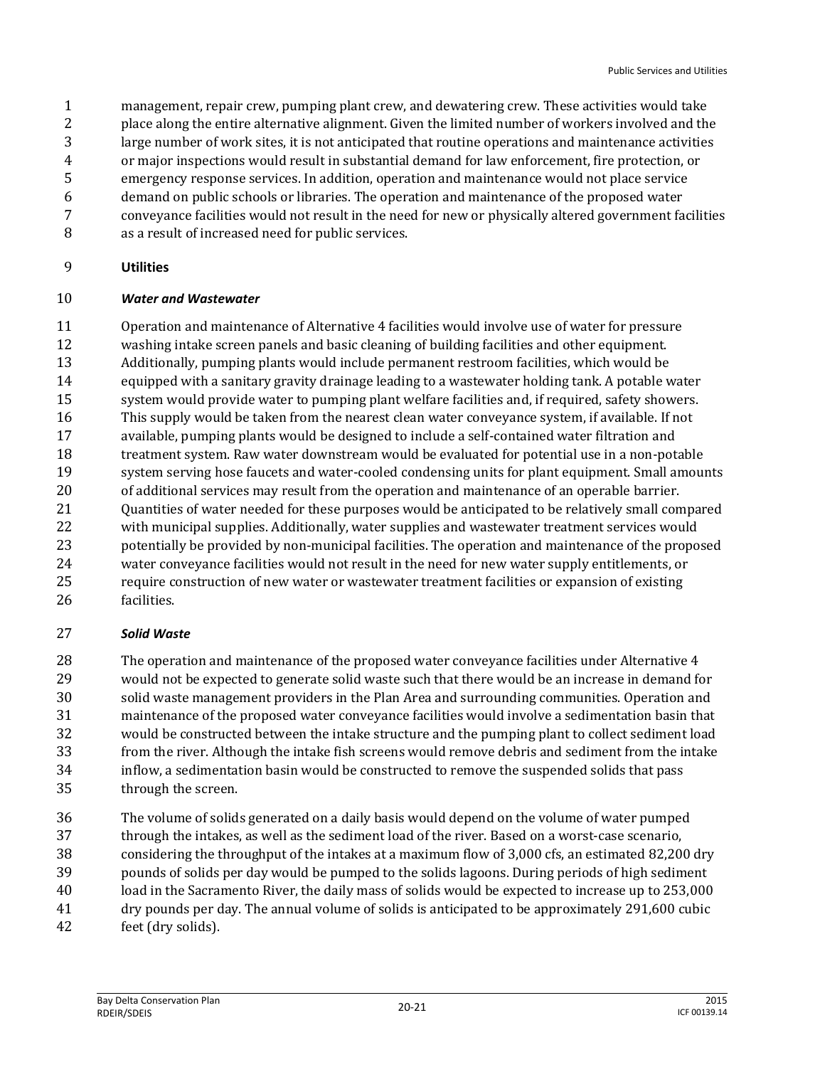management, repair crew, pumping plant crew, and dewatering crew. These activities would take place along the entire alternative alignment. Given the limited number of workers involved and the large number of work sites, it is not anticipated that routine operations and maintenance activities or major inspections would result in substantial demand for law enforcement, fire protection, or emergency response services. In addition, operation and maintenance would not place service demand on public schools or libraries. The operation and maintenance of the proposed water conveyance facilities would not result in the need for new or physically altered government facilities as a result of increased need for public services.

**Utilities**

***Water and Wastewater***

Operation and maintenance of Alternative 4 facilities would involve use of water for pressure washing intake screen panels and basic cleaning of building facilities and other equipment. Additionally, pumping plants would include permanent restroom facilities, which would be equipped with a sanitary gravity drainage leading to a wastewater holding tank. A potable water system would provide water to pumping plant welfare facilities and, if required, safety showers. This supply would be taken from the nearest clean water conveyance system, if available. If not available, pumping plants would be designed to include a self-contained water filtration and treatment system. Raw water downstream would be evaluated for potential use in a non-potable system serving hose faucets and water-cooled condensing units for plant equipment. Small amounts of additional services may result from the operation and maintenance of an operable barrier. Quantities of water needed for these purposes would be anticipated to be relatively small compared with municipal supplies. Additionally, water supplies and wastewater treatment services would potentially be provided by non-municipal facilities. The operation and maintenance of the proposed water conveyance facilities would not result in the need for new water supply entitlements, or require construction of new water or wastewater treatment facilities or expansion of existing facilities.

***Solid Waste***

The operation and maintenance of the proposed water conveyance facilities under Alternative 4 would not be expected to generate solid waste such that there would be an increase in demand for solid waste management providers in the Plan Area and surrounding communities. Operation and maintenance of the proposed water conveyance facilities would involve a sedimentation basin that would be constructed between the intake structure and the pumping plant to collect sediment load from the river. Although the intake fish screens would remove debris and sediment from the intake inflow, a sedimentation basin would be constructed to remove the suspended solids that pass through the screen.

The volume of solids generated on a daily basis would depend on the volume of water pumped through the intakes, as well as the sediment load of the river. Based on a worst-case scenario, considering the throughput of the intakes at a maximum flow of 3,000 cfs, an estimated 82,200 dry pounds of solids per day would be pumped to the solids lagoons. During periods of high sediment load in the Sacramento River, the daily mass of solids would be expected to increase up to 253,000 dry pounds per day. The annual volume of solids is anticipated to be approximately 291,600 cubic feet (dry solids).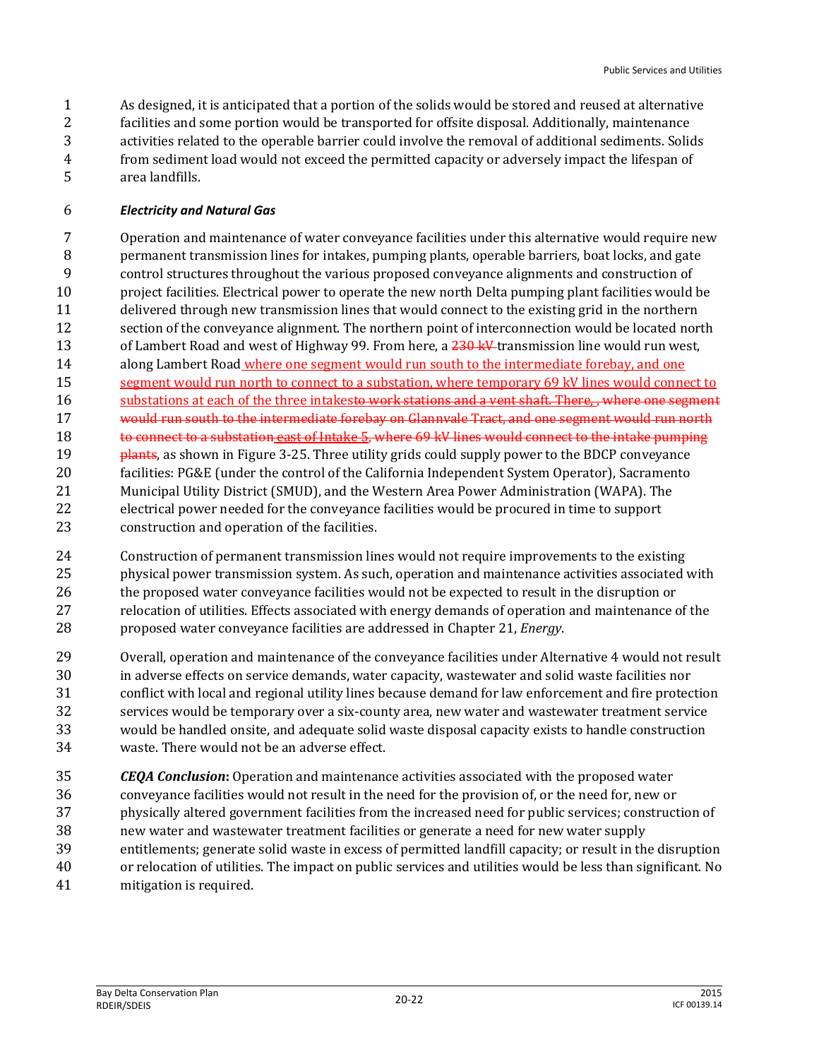As designed, it is anticipated that a portion of the solids would be stored and reused at alternative facilities and some portion would be transported for offsite disposal. Additionally, maintenance activities related to the operable barrier could involve the removal of additional sediments. Solids from sediment load would not exceed the permitted capacity or adversely impact the lifespan of area landfills.

***Electricity and Natural Gas***

Operation and maintenance of water conveyance facilities under this alternative would require new permanent transmission lines for intakes, pumping plants, operable barriers, boat locks, and gate control structures throughout the various proposed conveyance alignments and construction of project facilities. Electrical power to operate the new north Delta pumping plant facilities would be delivered through new transmission lines that would connect to the existing grid in the northern section of the conveyance alignment. The northern point of interconnection would be located north of Lambert Road and west of Highway 99. From here, a ~~230 kV~~ transmission line would run west, along Lambert Road where one segment would run south to the intermediate forebay, and one segment would run north to connect to a substation, where temporary 69 kV lines would connect to substations at each of the three intakes~~to work stations and a vent shaft. There, , where one segment would run south to the intermediate forebay on Glannvale Tract, and one segment would run north to connect to a substation~~ east of Intake 5~~, where 69 kV lines would connect to the intake pumping plants~~, as shown in Figure 3-25. Three utility grids could supply power to the BDCP conveyance facilities: PG&E (under the control of the California Independent System Operator), Sacramento Municipal Utility District (SMUD), and the Western Area Power Administration (WAPA). The electrical power needed for the conveyance facilities would be procured in time to support construction and operation of the facilities.

Construction of permanent transmission lines would not require improvements to the existing physical power transmission system. As such, operation and maintenance activities associated with the proposed water conveyance facilities would not be expected to result in the disruption or relocation of utilities. Effects associated with energy demands of operation and maintenance of the proposed water conveyance facilities are addressed in Chapter 21, *Energy*.

Overall, operation and maintenance of the conveyance facilities under Alternative 4 would not result in adverse effects on service demands, water capacity, wastewater and solid waste facilities nor conflict with local and regional utility lines because demand for law enforcement and fire protection services would be temporary over a six-county area, new water and wastewater treatment service would be handled onsite, and adequate solid waste disposal capacity exists to handle construction waste. There would not be an adverse effect.

***CEQA Conclusion*:** Operation and maintenance activities associated with the proposed water conveyance facilities would not result in the need for the provision of, or the need for, new or physically altered government facilities from the increased need for public services; construction of new water and wastewater treatment facilities or generate a need for new water supply entitlements; generate solid waste in excess of permitted landfill capacity; or result in the disruption or relocation of utilities. The impact on public services and utilities would be less than significant. No mitigation is required.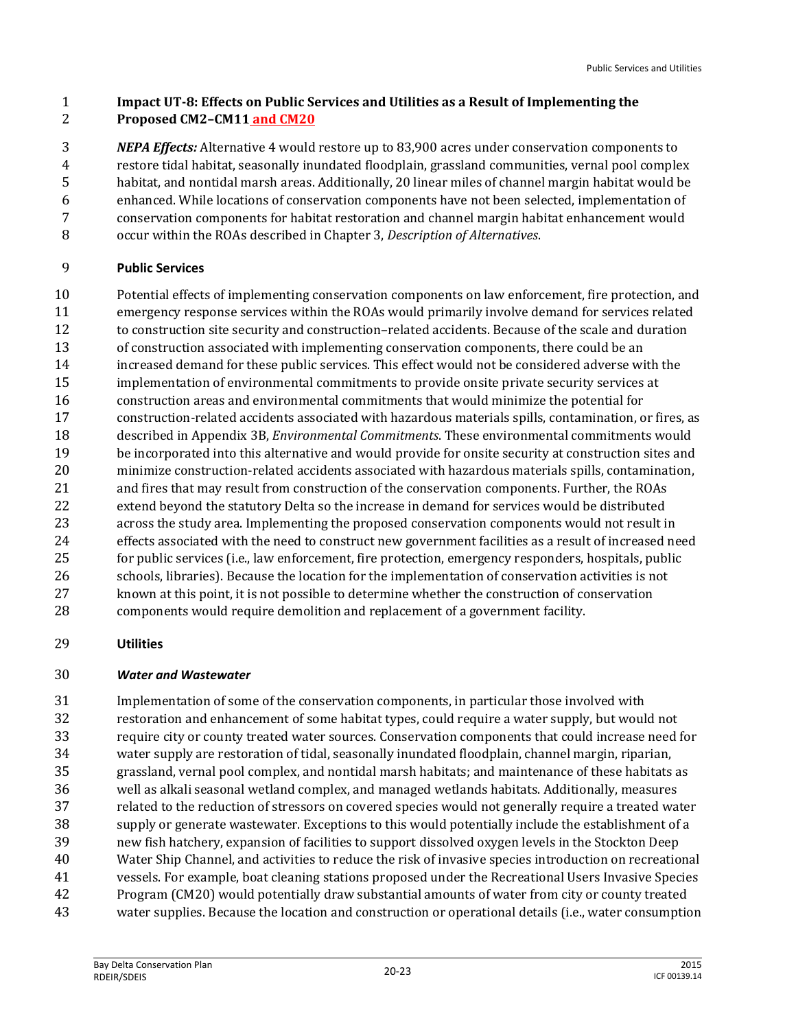**Impact UT-8: Effects on Public Services and Utilities as a Result of Implementing the Proposed CM2–CM11 and CM20**

***NEPA Effects:*** Alternative 4 would restore up to 83,900 acres under conservation components to restore tidal habitat, seasonally inundated floodplain, grassland communities, vernal pool complex habitat, and nontidal marsh areas. Additionally, 20 linear miles of channel margin habitat would be enhanced. While locations of conservation components have not been selected, implementation of conservation components for habitat restoration and channel margin habitat enhancement would occur within the ROAs described in Chapter 3, *Description of Alternatives*.

**Public Services**

Potential effects of implementing conservation components on law enforcement, fire protection, and emergency response services within the ROAs would primarily involve demand for services related to construction site security and construction–related accidents. Because of the scale and duration of construction associated with implementing conservation components, there could be an increased demand for these public services. This effect would not be considered adverse with the implementation of environmental commitments to provide onsite private security services at construction areas and environmental commitments that would minimize the potential for construction-related accidents associated with hazardous materials spills, contamination, or fires, as described in Appendix 3B, *Environmental Commitments*. These environmental commitments would be incorporated into this alternative and would provide for onsite security at construction sites and minimize construction-related accidents associated with hazardous materials spills, contamination, and fires that may result from construction of the conservation components. Further, the ROAs extend beyond the statutory Delta so the increase in demand for services would be distributed across the study area. Implementing the proposed conservation components would not result in effects associated with the need to construct new government facilities as a result of increased need for public services (i.e., law enforcement, fire protection, emergency responders, hospitals, public schools, libraries). Because the location for the implementation of conservation activities is not known at this point, it is not possible to determine whether the construction of conservation components would require demolition and replacement of a government facility.

**Utilities**

***Water and Wastewater***

Implementation of some of the conservation components, in particular those involved with restoration and enhancement of some habitat types, could require a water supply, but would not require city or county treated water sources. Conservation components that could increase need for water supply are restoration of tidal, seasonally inundated floodplain, channel margin, riparian, grassland, vernal pool complex, and nontidal marsh habitats; and maintenance of these habitats as well as alkali seasonal wetland complex, and managed wetlands habitats. Additionally, measures related to the reduction of stressors on covered species would not generally require a treated water supply or generate wastewater. Exceptions to this would potentially include the establishment of a new fish hatchery, expansion of facilities to support dissolved oxygen levels in the Stockton Deep Water Ship Channel, and activities to reduce the risk of invasive species introduction on recreational vessels. For example, boat cleaning stations proposed under the Recreational Users Invasive Species Program (CM20) would potentially draw substantial amounts of water from city or county treated water supplies. Because the location and construction or operational details (i.e., water consumption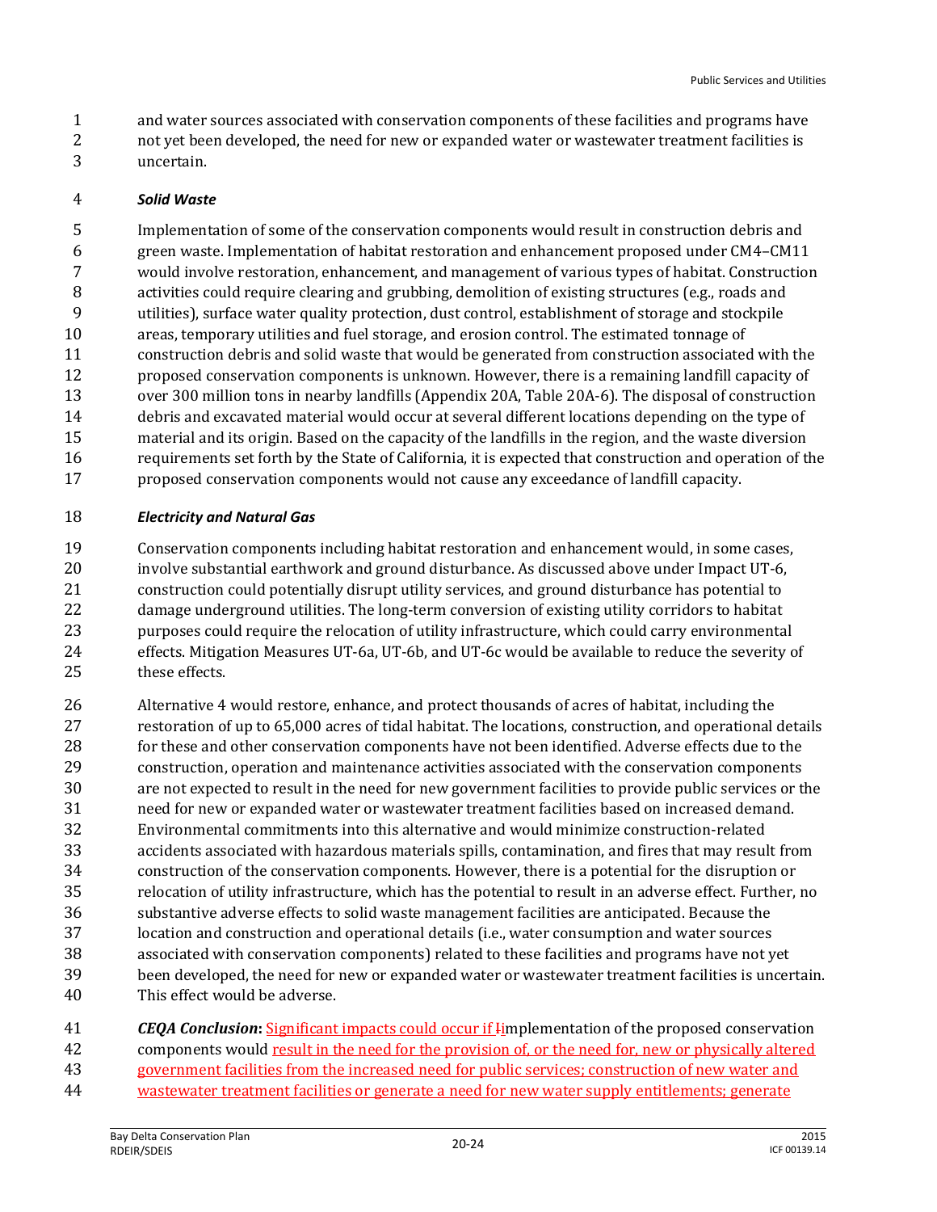and water sources associated with conservation components of these facilities and programs have not yet been developed, the need for new or expanded water or wastewater treatment facilities is uncertain.

***Solid Waste***

Implementation of some of the conservation components would result in construction debris and green waste. Implementation of habitat restoration and enhancement proposed under CM4–CM11 would involve restoration, enhancement, and management of various types of habitat. Construction activities could require clearing and grubbing, demolition of existing structures (e.g., roads and utilities), surface water quality protection, dust control, establishment of storage and stockpile areas, temporary utilities and fuel storage, and erosion control. The estimated tonnage of construction debris and solid waste that would be generated from construction associated with the proposed conservation components is unknown. However, there is a remaining landfill capacity of over 300 million tons in nearby landfills (Appendix 20A, Table 20A-6). The disposal of construction debris and excavated material would occur at several different locations depending on the type of material and its origin. Based on the capacity of the landfills in the region, and the waste diversion requirements set forth by the State of California, it is expected that construction and operation of the proposed conservation components would not cause any exceedance of landfill capacity.

***Electricity and Natural Gas***

Conservation components including habitat restoration and enhancement would, in some cases, involve substantial earthwork and ground disturbance. As discussed above under Impact UT-6, construction could potentially disrupt utility services, and ground disturbance has potential to damage underground utilities. The long-term conversion of existing utility corridors to habitat purposes could require the relocation of utility infrastructure, which could carry environmental effects. Mitigation Measures UT-6a, UT-6b, and UT-6c would be available to reduce the severity of these effects.

Alternative 4 would restore, enhance, and protect thousands of acres of habitat, including the restoration of up to 65,000 acres of tidal habitat. The locations, construction, and operational details for these and other conservation components have not been identified. Adverse effects due to the construction, operation and maintenance activities associated with the conservation components are not expected to result in the need for new government facilities to provide public services or the need for new or expanded water or wastewater treatment facilities based on increased demand. Environmental commitments into this alternative and would minimize construction-related accidents associated with hazardous materials spills, contamination, and fires that may result from construction of the conservation components. However, there is a potential for the disruption or relocation of utility infrastructure, which has the potential to result in an adverse effect. Further, no substantive adverse effects to solid waste management facilities are anticipated. Because the location and construction and operational details (i.e., water consumption and water sources associated with conservation components) related to these facilities and programs have not yet been developed, the need for new or expanded water or wastewater treatment facilities is uncertain. This effect would be adverse.

***CEQA Conclusion*:** Significant impacts could occur if ~~I~~implementation of the proposed conservation components would result in the need for the provision of, or the need for, new or physically altered government facilities from the increased need for public services; construction of new water and wastewater treatment facilities or generate a need for new water supply entitlements; generate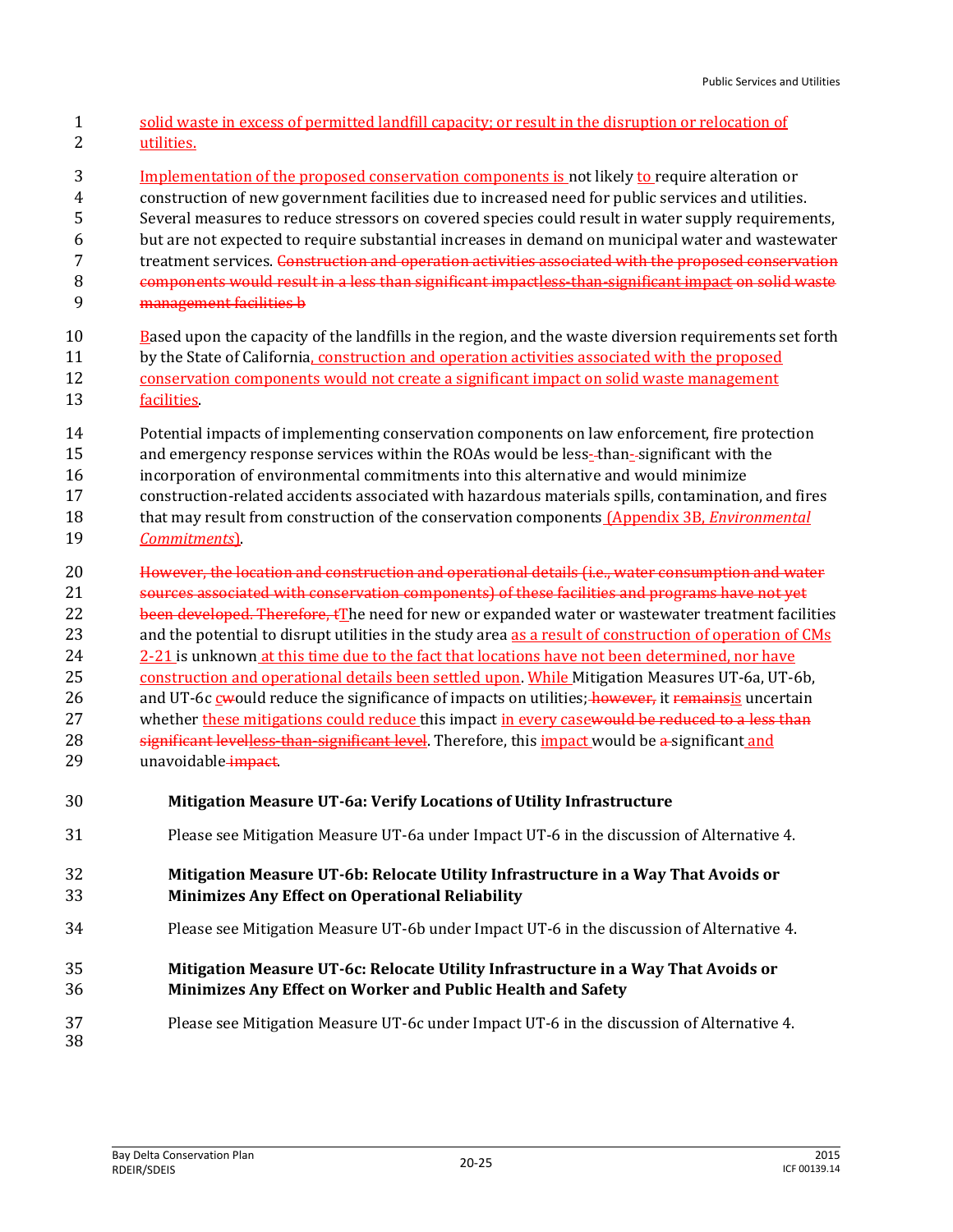solid waste in excess of permitted landfill capacity; or result in the disruption or relocation of utilities.

Implementation of the proposed conservation components is not likely to require alteration or construction of new government facilities due to increased need for public services and utilities. Several measures to reduce stressors on covered species could result in water supply requirements, but are not expected to require substantial increases in demand on municipal water and wastewater treatment services. ~~Construction and operation activities associated with the proposed conservation components would result in a less than significant impactless-than-significant impact on solid waste management facilities b~~

Based upon the capacity of the landfills in the region, and the waste diversion requirements set forth by the State of California, construction and operation activities associated with the proposed conservation components would not create a significant impact on solid waste management facilities.

Potential impacts of implementing conservation components on law enforcement, fire protection and emergency response services within the ROAs would be less-than-significant with the incorporation of environmental commitments into this alternative and would minimize construction-related accidents associated with hazardous materials spills, contamination, and fires that may result from construction of the conservation components (Appendix 3B, *Environmental Commitments*).

~~However, the location and construction and operational details (i.e., water consumption and water sources associated with conservation components) of these facilities and programs have not yet been developed. Therefore, t~~The need for new or expanded water or wastewater treatment facilities and the potential to disrupt utilities in the study area as a result of construction of operation of CMs 2-21 is unknown at this time due to the fact that locations have not been determined, nor have construction and operational details been settled upon. While Mitigation Measures UT-6a, UT-6b, and UT-6c ~~c~~would reduce the significance of impacts on utilities; ~~however,~~ it ~~remains~~is uncertain whether these mitigations could reduce this impact in every case~~would be reduced to a less than significant levelless-than-significant level~~. Therefore, this impact would be ~~a~~ significant and unavoidable ~~impact~~.

**Mitigation Measure UT-6a: Verify Locations of Utility Infrastructure**

Please see Mitigation Measure UT-6a under Impact UT-6 in the discussion of Alternative 4.

**Mitigation Measure UT-6b: Relocate Utility Infrastructure in a Way That Avoids or Minimizes Any Effect on Operational Reliability**

Please see Mitigation Measure UT-6b under Impact UT-6 in the discussion of Alternative 4.

**Mitigation Measure UT-6c: Relocate Utility Infrastructure in a Way That Avoids or Minimizes Any Effect on Worker and Public Health and Safety**

Please see Mitigation Measure UT-6c under Impact UT-6 in the discussion of Alternative 4.